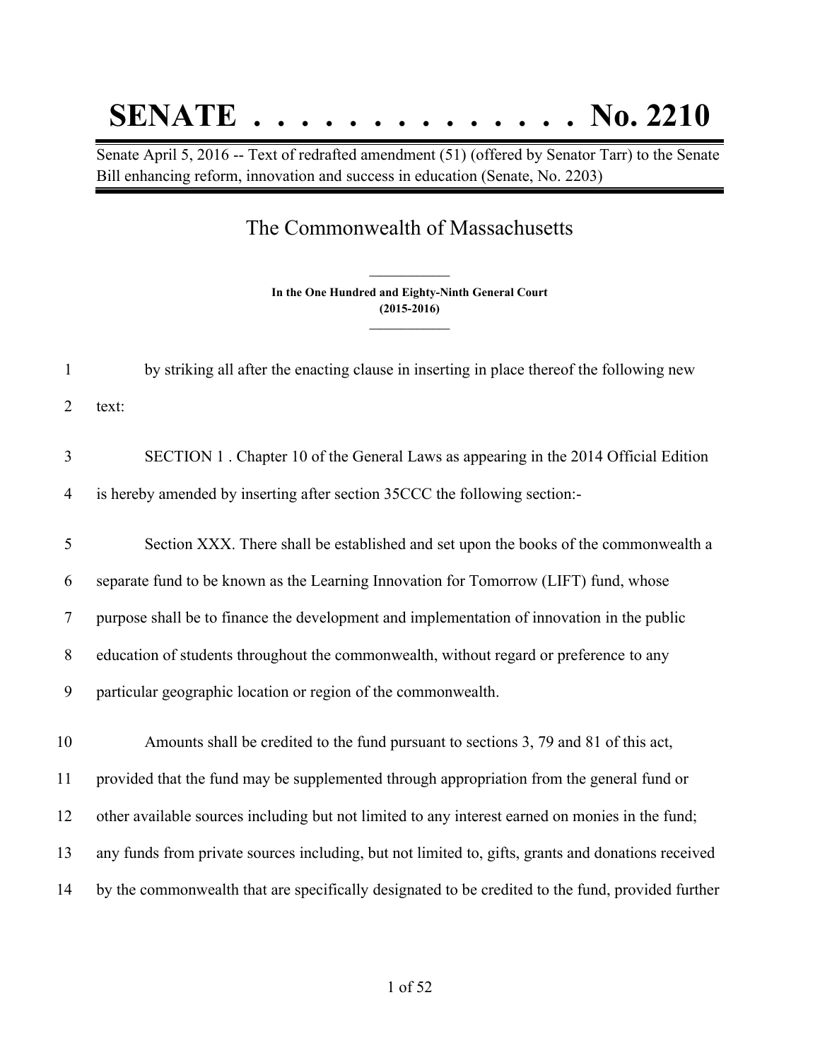# SENATE . . . . . . . . . . . . . . No. 2210

Senate April 5, 2016 -- Text of redrafted amendment (51) (offered by Senator Tarr) to the Senate Bill enhancing reform, innovation and success in education (Senate, No. 2203)

## The Commonwealth of Massachusetts

**In the One Hundred and Eighty-Ninth General Court**
**(2015-2016)**

1 by striking all after the enacting clause in inserting in place thereof the following new
2 text:

3 SECTION 1 . Chapter 10 of the General Laws as appearing in the 2014 Official Edition
4 is hereby amended by inserting after section 35CCC the following section:-

5 Section XXX. There shall be established and set upon the books of the commonwealth a
6 separate fund to be known as the Learning Innovation for Tomorrow (LIFT) fund, whose
7 purpose shall be to finance the development and implementation of innovation in the public
8 education of students throughout the commonwealth, without regard or preference to any
9 particular geographic location or region of the commonwealth.

10 Amounts shall be credited to the fund pursuant to sections 3, 79 and 81 of this act,
11 provided that the fund may be supplemented through appropriation from the general fund or
12 other available sources including but not limited to any interest earned on monies in the fund;
13 any funds from private sources including, but not limited to, gifts, grants and donations received
14 by the commonwealth that are specifically designated to be credited to the fund, provided further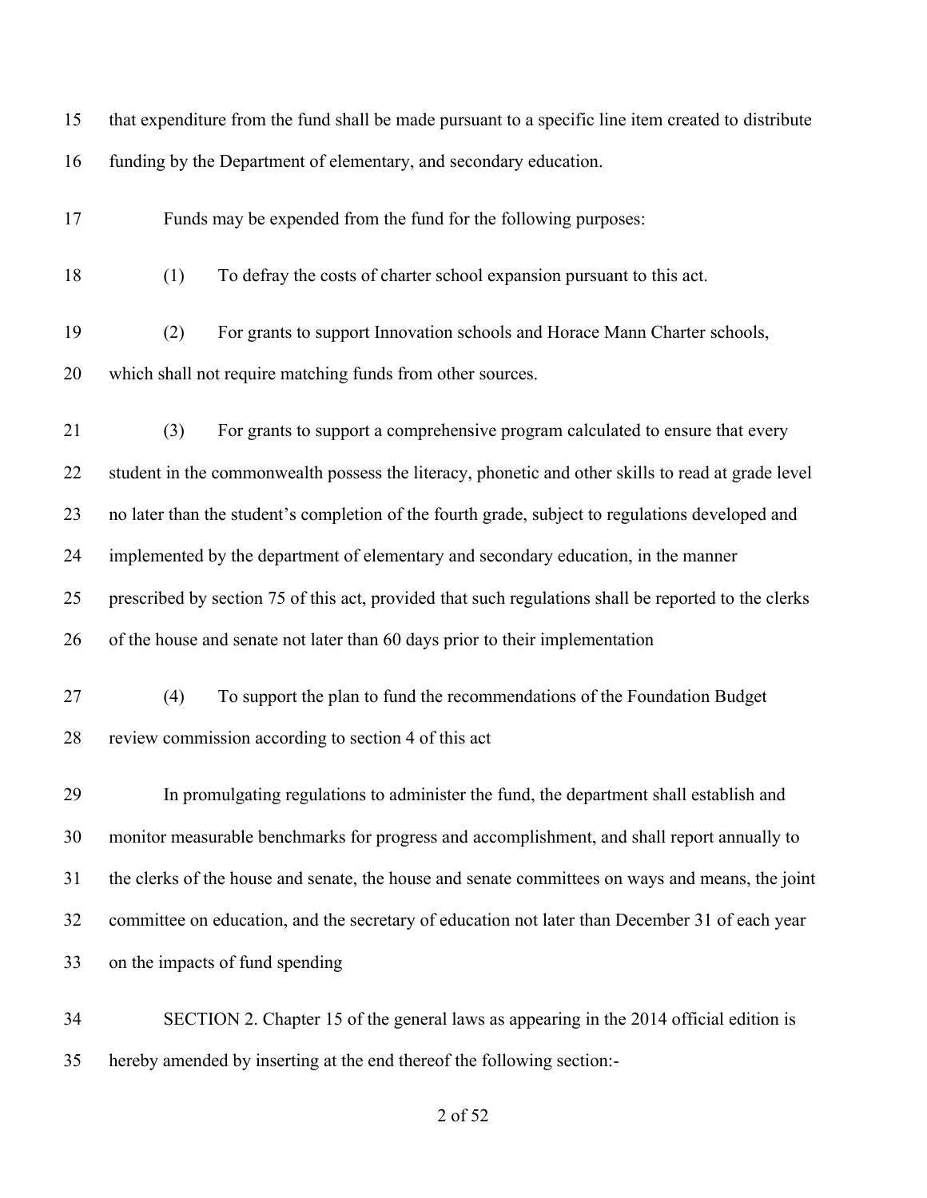that expenditure from the fund shall be made pursuant to a specific line item created to distribute funding by the Department of elementary, and secondary education.

Funds may be expended from the fund for the following purposes:

(1) To defray the costs of charter school expansion pursuant to this act.

(2) For grants to support Innovation schools and Horace Mann Charter schools, which shall not require matching funds from other sources.

(3) For grants to support a comprehensive program calculated to ensure that every student in the commonwealth possess the literacy, phonetic and other skills to read at grade level no later than the student's completion of the fourth grade, subject to regulations developed and implemented by the department of elementary and secondary education, in the manner prescribed by section 75 of this act, provided that such regulations shall be reported to the clerks of the house and senate not later than 60 days prior to their implementation

(4) To support the plan to fund the recommendations of the Foundation Budget review commission according to section 4 of this act

In promulgating regulations to administer the fund, the department shall establish and monitor measurable benchmarks for progress and accomplishment, and shall report annually to the clerks of the house and senate, the house and senate committees on ways and means, the joint committee on education, and the secretary of education not later than December 31 of each year on the impacts of fund spending

SECTION 2. Chapter 15 of the general laws as appearing in the 2014 official edition is hereby amended by inserting at the end thereof the following section:-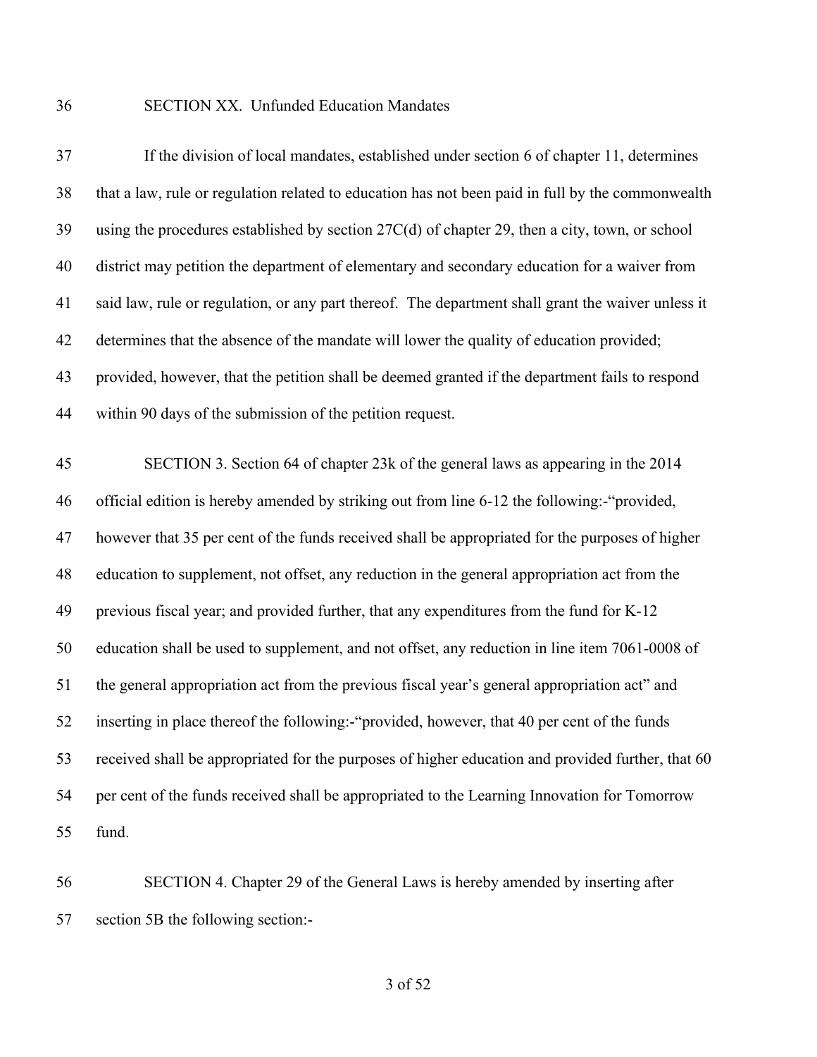SECTION XX. Unfunded Education Mandates

If the division of local mandates, established under section 6 of chapter 11, determines that a law, rule or regulation related to education has not been paid in full by the commonwealth using the procedures established by section 27C(d) of chapter 29, then a city, town, or school district may petition the department of elementary and secondary education for a waiver from said law, rule or regulation, or any part thereof. The department shall grant the waiver unless it determines that the absence of the mandate will lower the quality of education provided; provided, however, that the petition shall be deemed granted if the department fails to respond within 90 days of the submission of the petition request.

SECTION 3. Section 64 of chapter 23k of the general laws as appearing in the 2014 official edition is hereby amended by striking out from line 6-12 the following:-"provided, however that 35 per cent of the funds received shall be appropriated for the purposes of higher education to supplement, not offset, any reduction in the general appropriation act from the previous fiscal year; and provided further, that any expenditures from the fund for K-12 education shall be used to supplement, and not offset, any reduction in line item 7061-0008 of the general appropriation act from the previous fiscal year's general appropriation act" and inserting in place thereof the following:-"provided, however, that 40 per cent of the funds received shall be appropriated for the purposes of higher education and provided further, that 60 per cent of the funds received shall be appropriated to the Learning Innovation for Tomorrow fund.

SECTION 4. Chapter 29 of the General Laws is hereby amended by inserting after section 5B the following section:-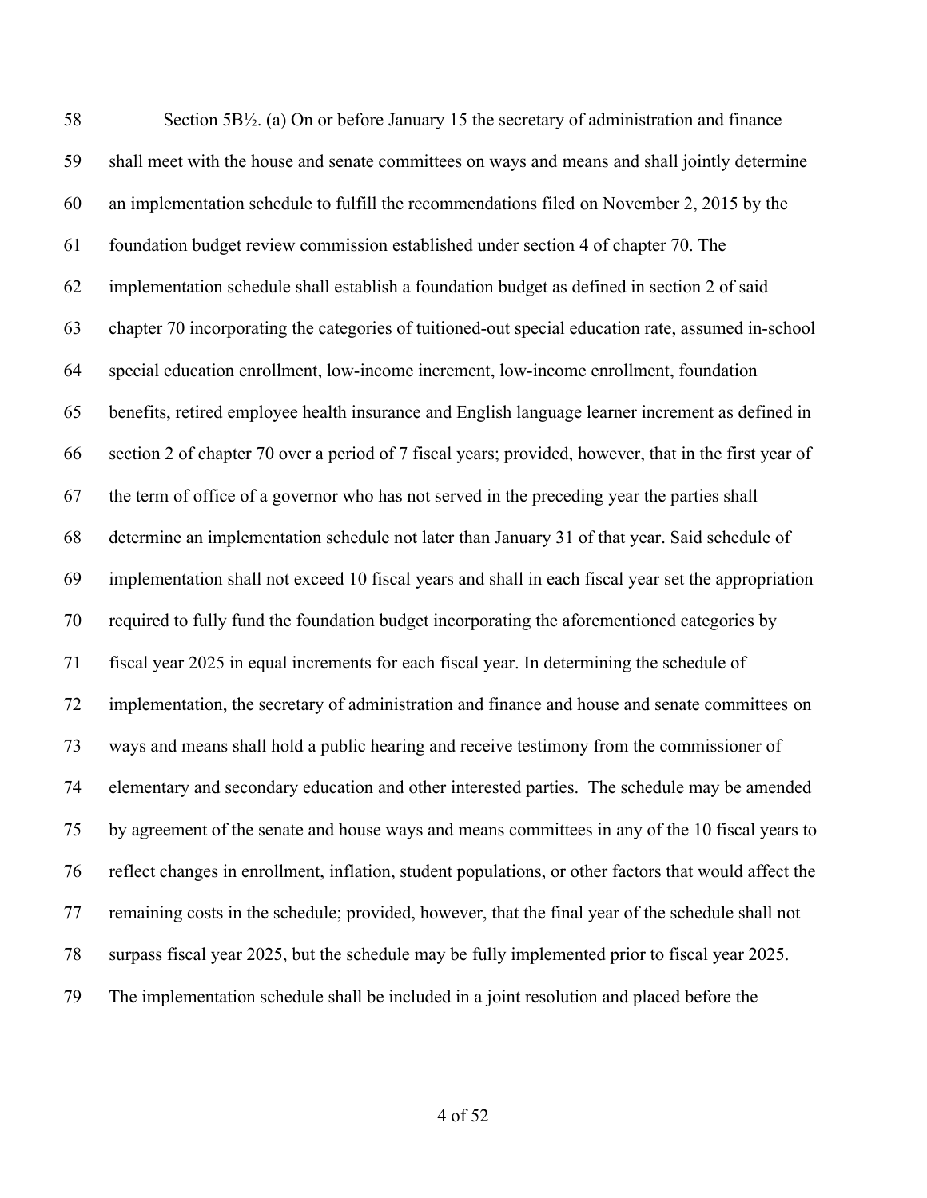Section 5B½. (a) On or before January 15 the secretary of administration and finance shall meet with the house and senate committees on ways and means and shall jointly determine an implementation schedule to fulfill the recommendations filed on November 2, 2015 by the foundation budget review commission established under section 4 of chapter 70. The implementation schedule shall establish a foundation budget as defined in section 2 of said chapter 70 incorporating the categories of tuitioned-out special education rate, assumed in-school special education enrollment, low-income increment, low-income enrollment, foundation benefits, retired employee health insurance and English language learner increment as defined in section 2 of chapter 70 over a period of 7 fiscal years; provided, however, that in the first year of the term of office of a governor who has not served in the preceding year the parties shall determine an implementation schedule not later than January 31 of that year. Said schedule of implementation shall not exceed 10 fiscal years and shall in each fiscal year set the appropriation required to fully fund the foundation budget incorporating the aforementioned categories by fiscal year 2025 in equal increments for each fiscal year. In determining the schedule of implementation, the secretary of administration and finance and house and senate committees on ways and means shall hold a public hearing and receive testimony from the commissioner of elementary and secondary education and other interested parties. The schedule may be amended by agreement of the senate and house ways and means committees in any of the 10 fiscal years to reflect changes in enrollment, inflation, student populations, or other factors that would affect the remaining costs in the schedule; provided, however, that the final year of the schedule shall not surpass fiscal year 2025, but the schedule may be fully implemented prior to fiscal year 2025. The implementation schedule shall be included in a joint resolution and placed before the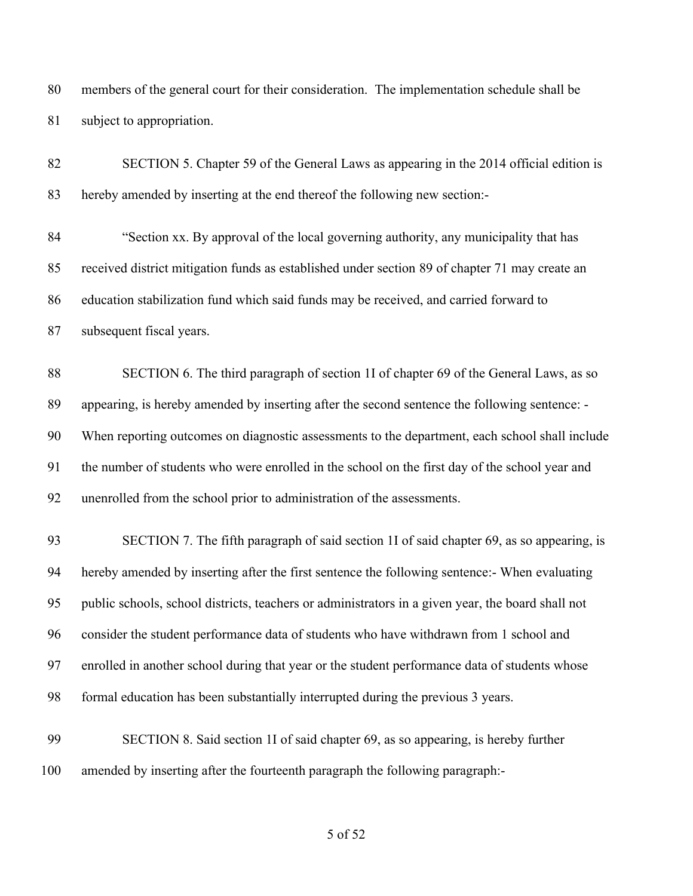members of the general court for their consideration. The implementation schedule shall be subject to appropriation.

SECTION 5. Chapter 59 of the General Laws as appearing in the 2014 official edition is hereby amended by inserting at the end thereof the following new section:-

"Section xx. By approval of the local governing authority, any municipality that has received district mitigation funds as established under section 89 of chapter 71 may create an education stabilization fund which said funds may be received, and carried forward to subsequent fiscal years.

SECTION 6. The third paragraph of section 1I of chapter 69 of the General Laws, as so appearing, is hereby amended by inserting after the second sentence the following sentence: - When reporting outcomes on diagnostic assessments to the department, each school shall include the number of students who were enrolled in the school on the first day of the school year and unenrolled from the school prior to administration of the assessments.

SECTION 7. The fifth paragraph of said section 1I of said chapter 69, as so appearing, is hereby amended by inserting after the first sentence the following sentence:- When evaluating public schools, school districts, teachers or administrators in a given year, the board shall not consider the student performance data of students who have withdrawn from 1 school and enrolled in another school during that year or the student performance data of students whose formal education has been substantially interrupted during the previous 3 years.

SECTION 8. Said section 1I of said chapter 69, as so appearing, is hereby further amended by inserting after the fourteenth paragraph the following paragraph:-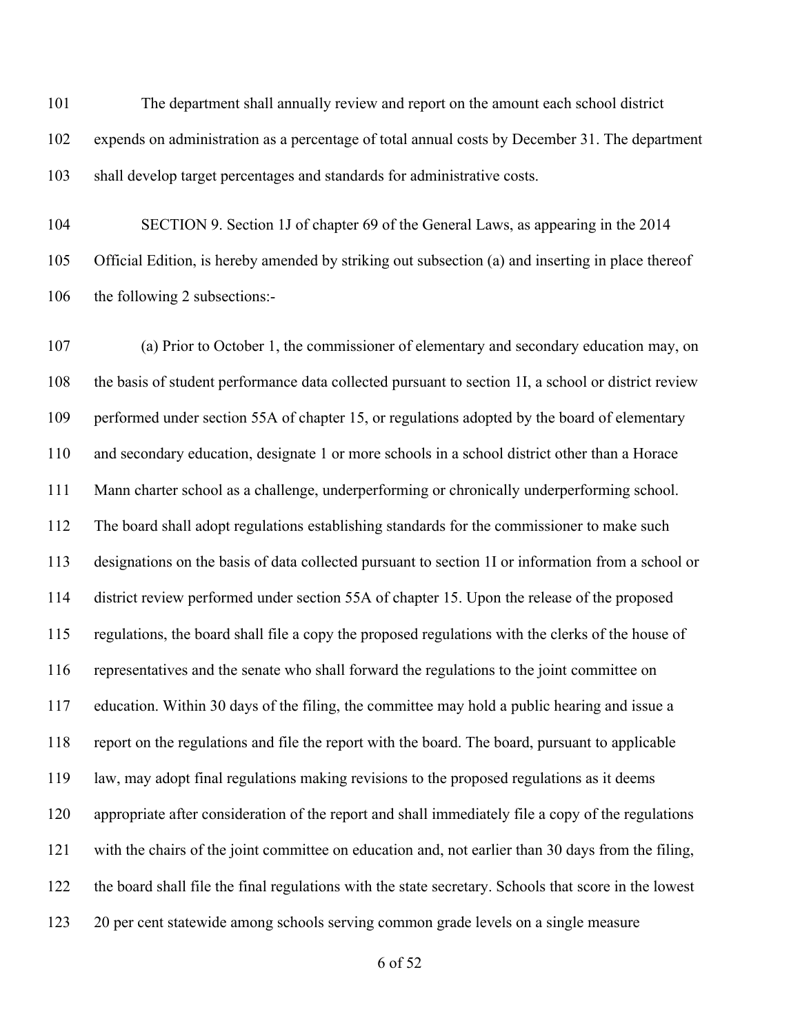101 The department shall annually review and report on the amount each school district
102 expends on administration as a percentage of total annual costs by December 31. The department
103 shall develop target percentages and standards for administrative costs.

104 SECTION 9. Section 1J of chapter 69 of the General Laws, as appearing in the 2014
105 Official Edition, is hereby amended by striking out subsection (a) and inserting in place thereof
106 the following 2 subsections:-

107 (a) Prior to October 1, the commissioner of elementary and secondary education may, on
108 the basis of student performance data collected pursuant to section 1I, a school or district review
109 performed under section 55A of chapter 15, or regulations adopted by the board of elementary
110 and secondary education, designate 1 or more schools in a school district other than a Horace
111 Mann charter school as a challenge, underperforming or chronically underperforming school.
112 The board shall adopt regulations establishing standards for the commissioner to make such
113 designations on the basis of data collected pursuant to section 1I or information from a school or
114 district review performed under section 55A of chapter 15. Upon the release of the proposed
115 regulations, the board shall file a copy the proposed regulations with the clerks of the house of
116 representatives and the senate who shall forward the regulations to the joint committee on
117 education. Within 30 days of the filing, the committee may hold a public hearing and issue a
118 report on the regulations and file the report with the board. The board, pursuant to applicable
119 law, may adopt final regulations making revisions to the proposed regulations as it deems
120 appropriate after consideration of the report and shall immediately file a copy of the regulations
121 with the chairs of the joint committee on education and, not earlier than 30 days from the filing,
122 the board shall file the final regulations with the state secretary. Schools that score in the lowest
123 20 per cent statewide among schools serving common grade levels on a single measure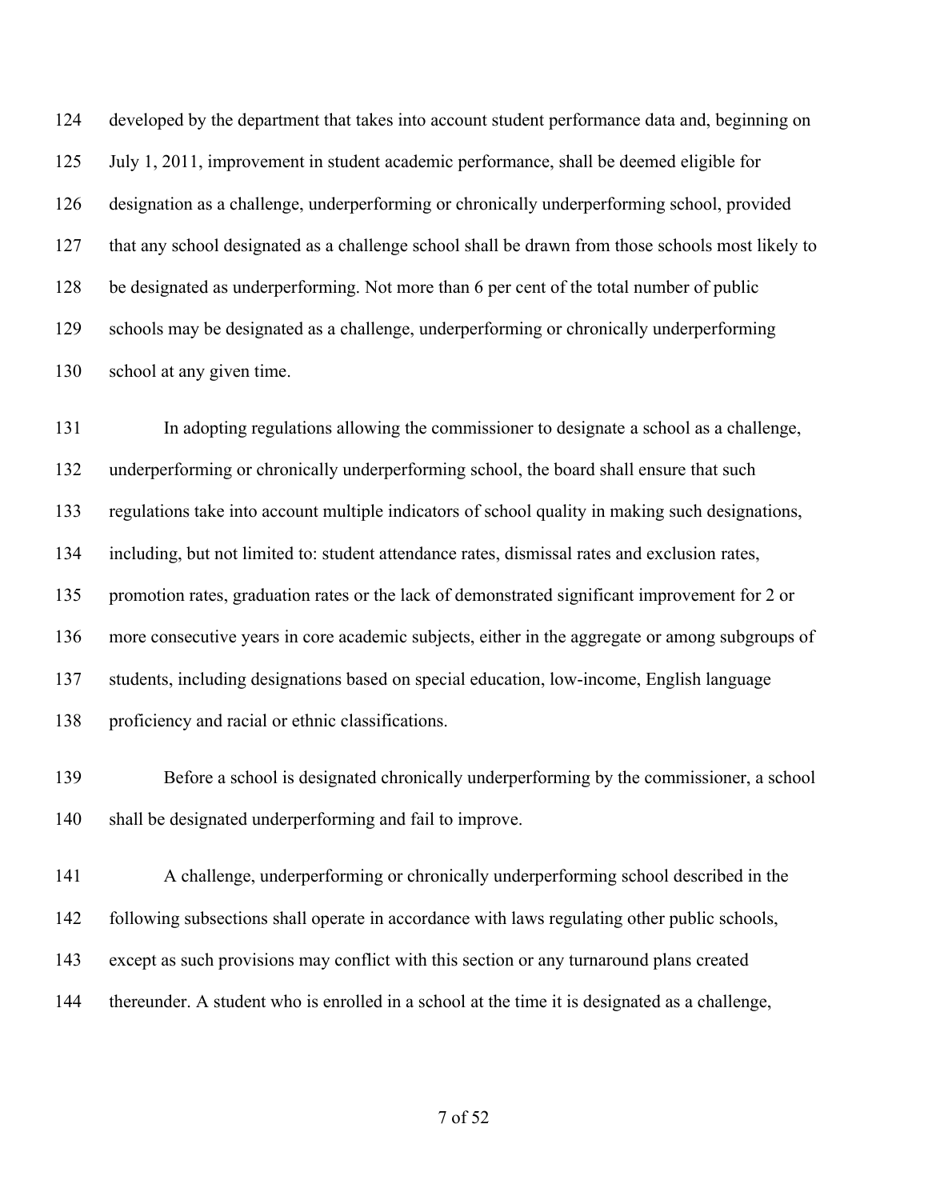124 developed by the department that takes into account student performance data and, beginning on
125 July 1, 2011, improvement in student academic performance, shall be deemed eligible for
126 designation as a challenge, underperforming or chronically underperforming school, provided
127 that any school designated as a challenge school shall be drawn from those schools most likely to
128 be designated as underperforming. Not more than 6 per cent of the total number of public
129 schools may be designated as a challenge, underperforming or chronically underperforming
130 school at any given time.

131 In adopting regulations allowing the commissioner to designate a school as a challenge,
132 underperforming or chronically underperforming school, the board shall ensure that such
133 regulations take into account multiple indicators of school quality in making such designations,
134 including, but not limited to: student attendance rates, dismissal rates and exclusion rates,
135 promotion rates, graduation rates or the lack of demonstrated significant improvement for 2 or
136 more consecutive years in core academic subjects, either in the aggregate or among subgroups of
137 students, including designations based on special education, low-income, English language
138 proficiency and racial or ethnic classifications.

139 Before a school is designated chronically underperforming by the commissioner, a school
140 shall be designated underperforming and fail to improve.

141 A challenge, underperforming or chronically underperforming school described in the
142 following subsections shall operate in accordance with laws regulating other public schools,
143 except as such provisions may conflict with this section or any turnaround plans created
144 thereunder. A student who is enrolled in a school at the time it is designated as a challenge,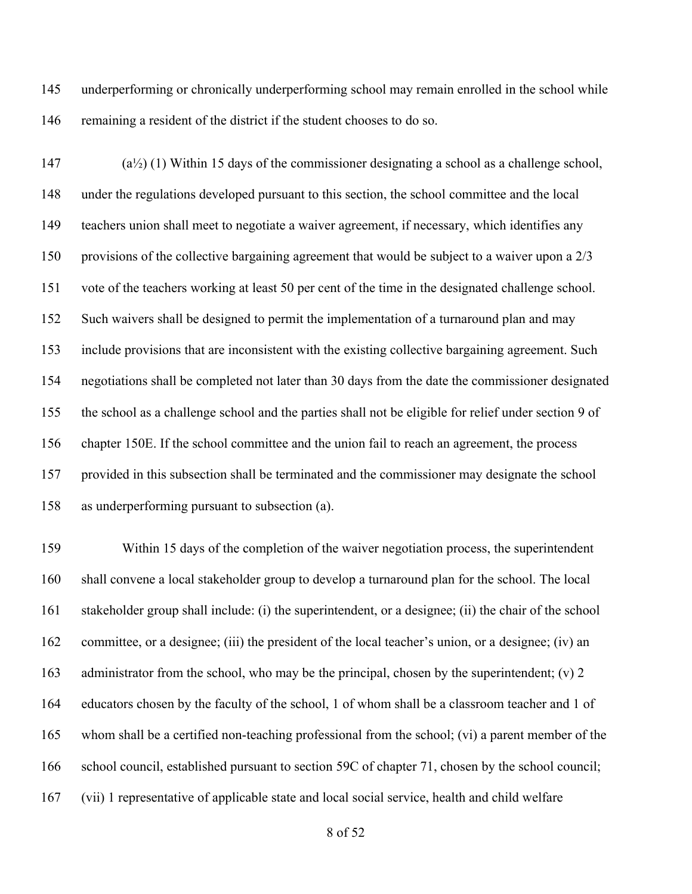underperforming or chronically underperforming school may remain enrolled in the school while remaining a resident of the district if the student chooses to do so.

(a½) (1) Within 15 days of the commissioner designating a school as a challenge school, under the regulations developed pursuant to this section, the school committee and the local teachers union shall meet to negotiate a waiver agreement, if necessary, which identifies any provisions of the collective bargaining agreement that would be subject to a waiver upon a 2/3 vote of the teachers working at least 50 per cent of the time in the designated challenge school. Such waivers shall be designed to permit the implementation of a turnaround plan and may include provisions that are inconsistent with the existing collective bargaining agreement. Such negotiations shall be completed not later than 30 days from the date the commissioner designated the school as a challenge school and the parties shall not be eligible for relief under section 9 of chapter 150E. If the school committee and the union fail to reach an agreement, the process provided in this subsection shall be terminated and the commissioner may designate the school as underperforming pursuant to subsection (a).

Within 15 days of the completion of the waiver negotiation process, the superintendent shall convene a local stakeholder group to develop a turnaround plan for the school. The local stakeholder group shall include: (i) the superintendent, or a designee; (ii) the chair of the school committee, or a designee; (iii) the president of the local teacher's union, or a designee; (iv) an administrator from the school, who may be the principal, chosen by the superintendent; (v) 2 educators chosen by the faculty of the school, 1 of whom shall be a classroom teacher and 1 of whom shall be a certified non-teaching professional from the school; (vi) a parent member of the school council, established pursuant to section 59C of chapter 71, chosen by the school council; (vii) 1 representative of applicable state and local social service, health and child welfare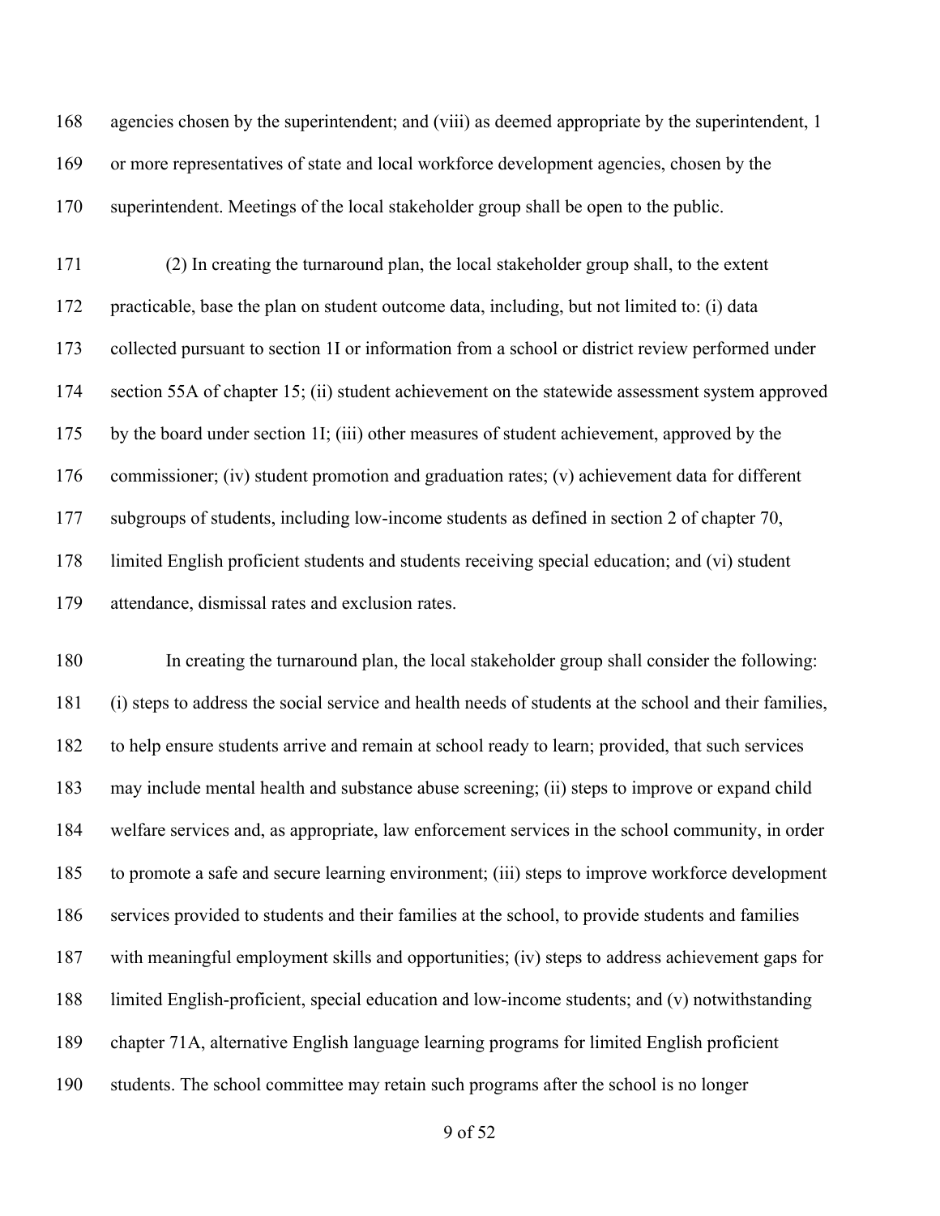agencies chosen by the superintendent; and (viii) as deemed appropriate by the superintendent, 1 or more representatives of state and local workforce development agencies, chosen by the superintendent. Meetings of the local stakeholder group shall be open to the public.

(2) In creating the turnaround plan, the local stakeholder group shall, to the extent practicable, base the plan on student outcome data, including, but not limited to: (i) data collected pursuant to section 1I or information from a school or district review performed under section 55A of chapter 15; (ii) student achievement on the statewide assessment system approved by the board under section 1I; (iii) other measures of student achievement, approved by the commissioner; (iv) student promotion and graduation rates; (v) achievement data for different subgroups of students, including low-income students as defined in section 2 of chapter 70, limited English proficient students and students receiving special education; and (vi) student attendance, dismissal rates and exclusion rates.

In creating the turnaround plan, the local stakeholder group shall consider the following: (i) steps to address the social service and health needs of students at the school and their families, to help ensure students arrive and remain at school ready to learn; provided, that such services may include mental health and substance abuse screening; (ii) steps to improve or expand child welfare services and, as appropriate, law enforcement services in the school community, in order to promote a safe and secure learning environment; (iii) steps to improve workforce development services provided to students and their families at the school, to provide students and families with meaningful employment skills and opportunities; (iv) steps to address achievement gaps for limited English-proficient, special education and low-income students; and (v) notwithstanding chapter 71A, alternative English language learning programs for limited English proficient students. The school committee may retain such programs after the school is no longer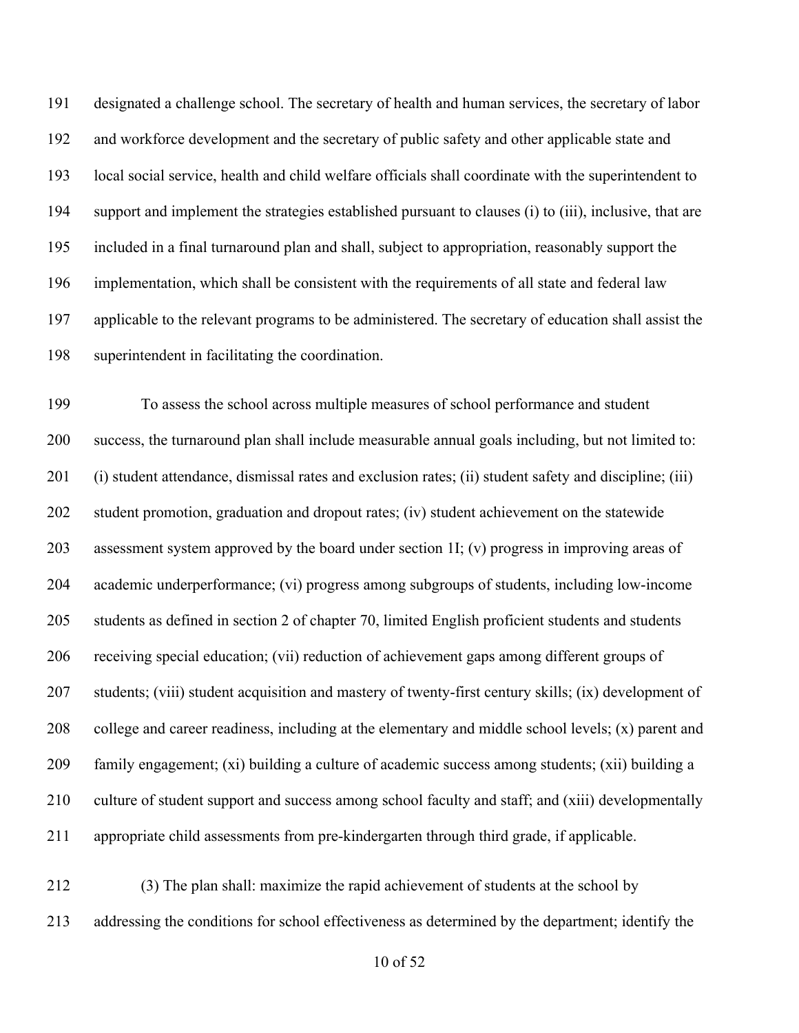designated a challenge school. The secretary of health and human services, the secretary of labor and workforce development and the secretary of public safety and other applicable state and local social service, health and child welfare officials shall coordinate with the superintendent to support and implement the strategies established pursuant to clauses (i) to (iii), inclusive, that are included in a final turnaround plan and shall, subject to appropriation, reasonably support the implementation, which shall be consistent with the requirements of all state and federal law applicable to the relevant programs to be administered. The secretary of education shall assist the superintendent in facilitating the coordination.

To assess the school across multiple measures of school performance and student success, the turnaround plan shall include measurable annual goals including, but not limited to: (i) student attendance, dismissal rates and exclusion rates; (ii) student safety and discipline; (iii) student promotion, graduation and dropout rates; (iv) student achievement on the statewide assessment system approved by the board under section 1I; (v) progress in improving areas of academic underperformance; (vi) progress among subgroups of students, including low-income students as defined in section 2 of chapter 70, limited English proficient students and students receiving special education; (vii) reduction of achievement gaps among different groups of students; (viii) student acquisition and mastery of twenty-first century skills; (ix) development of college and career readiness, including at the elementary and middle school levels; (x) parent and family engagement; (xi) building a culture of academic success among students; (xii) building a culture of student support and success among school faculty and staff; and (xiii) developmentally appropriate child assessments from pre-kindergarten through third grade, if applicable.

(3) The plan shall: maximize the rapid achievement of students at the school by addressing the conditions for school effectiveness as determined by the department; identify the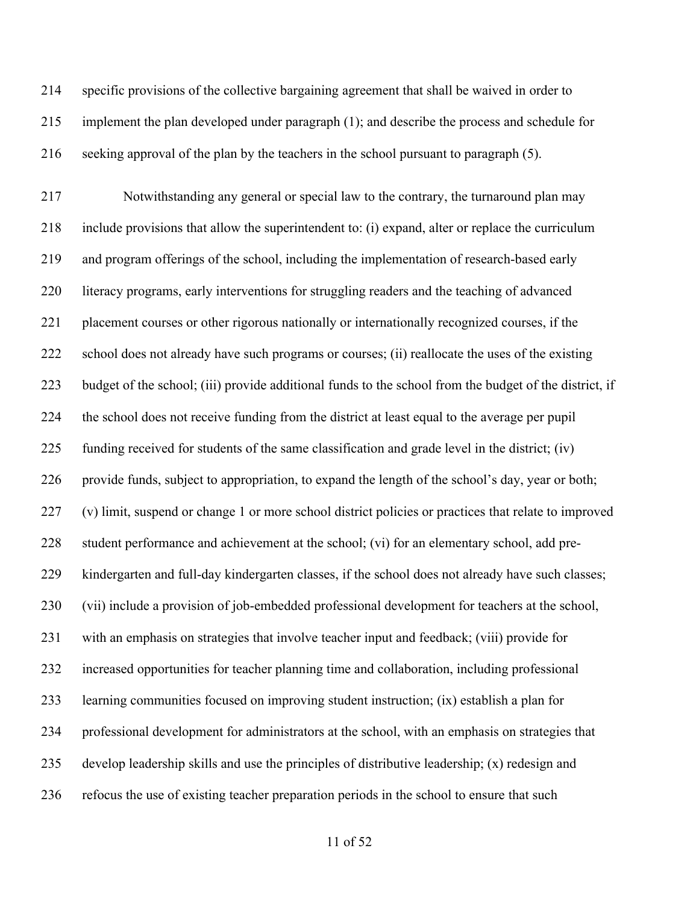specific provisions of the collective bargaining agreement that shall be waived in order to implement the plan developed under paragraph (1); and describe the process and schedule for seeking approval of the plan by the teachers in the school pursuant to paragraph (5).

Notwithstanding any general or special law to the contrary, the turnaround plan may include provisions that allow the superintendent to: (i) expand, alter or replace the curriculum and program offerings of the school, including the implementation of research-based early literacy programs, early interventions for struggling readers and the teaching of advanced placement courses or other rigorous nationally or internationally recognized courses, if the school does not already have such programs or courses; (ii) reallocate the uses of the existing budget of the school; (iii) provide additional funds to the school from the budget of the district, if the school does not receive funding from the district at least equal to the average per pupil funding received for students of the same classification and grade level in the district; (iv) provide funds, subject to appropriation, to expand the length of the school's day, year or both; (v) limit, suspend or change 1 or more school district policies or practices that relate to improved student performance and achievement at the school; (vi) for an elementary school, add pre-kindergarten and full-day kindergarten classes, if the school does not already have such classes; (vii) include a provision of job-embedded professional development for teachers at the school, with an emphasis on strategies that involve teacher input and feedback; (viii) provide for increased opportunities for teacher planning time and collaboration, including professional learning communities focused on improving student instruction; (ix) establish a plan for professional development for administrators at the school, with an emphasis on strategies that develop leadership skills and use the principles of distributive leadership; (x) redesign and refocus the use of existing teacher preparation periods in the school to ensure that such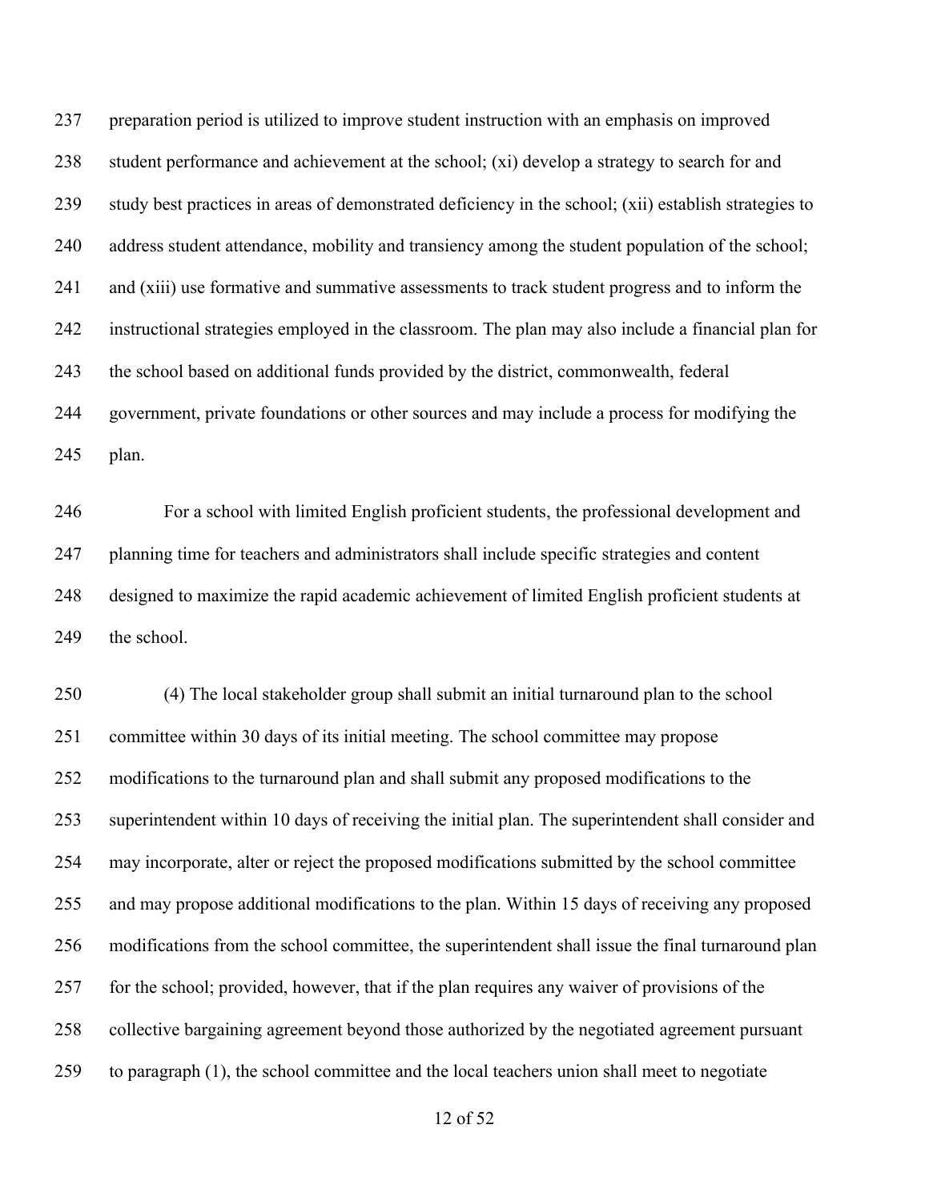preparation period is utilized to improve student instruction with an emphasis on improved student performance and achievement at the school; (xi) develop a strategy to search for and study best practices in areas of demonstrated deficiency in the school; (xii) establish strategies to address student attendance, mobility and transiency among the student population of the school; and (xiii) use formative and summative assessments to track student progress and to inform the instructional strategies employed in the classroom. The plan may also include a financial plan for the school based on additional funds provided by the district, commonwealth, federal government, private foundations or other sources and may include a process for modifying the plan.

For a school with limited English proficient students, the professional development and planning time for teachers and administrators shall include specific strategies and content designed to maximize the rapid academic achievement of limited English proficient students at the school.

(4) The local stakeholder group shall submit an initial turnaround plan to the school committee within 30 days of its initial meeting. The school committee may propose modifications to the turnaround plan and shall submit any proposed modifications to the superintendent within 10 days of receiving the initial plan. The superintendent shall consider and may incorporate, alter or reject the proposed modifications submitted by the school committee and may propose additional modifications to the plan. Within 15 days of receiving any proposed modifications from the school committee, the superintendent shall issue the final turnaround plan for the school; provided, however, that if the plan requires any waiver of provisions of the collective bargaining agreement beyond those authorized by the negotiated agreement pursuant to paragraph (1), the school committee and the local teachers union shall meet to negotiate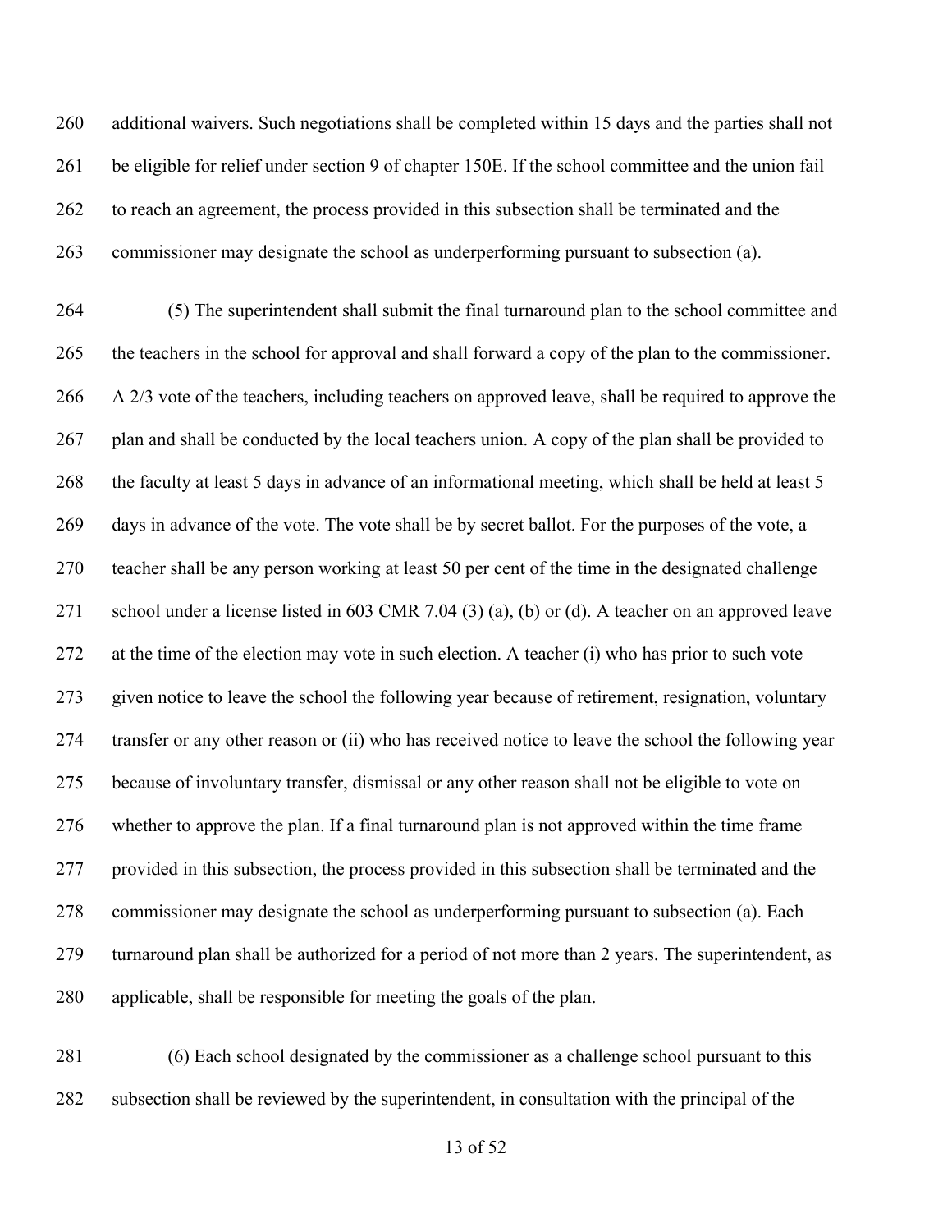additional waivers. Such negotiations shall be completed within 15 days and the parties shall not be eligible for relief under section 9 of chapter 150E. If the school committee and the union fail to reach an agreement, the process provided in this subsection shall be terminated and the commissioner may designate the school as underperforming pursuant to subsection (a).

(5) The superintendent shall submit the final turnaround plan to the school committee and the teachers in the school for approval and shall forward a copy of the plan to the commissioner. A 2/3 vote of the teachers, including teachers on approved leave, shall be required to approve the plan and shall be conducted by the local teachers union. A copy of the plan shall be provided to the faculty at least 5 days in advance of an informational meeting, which shall be held at least 5 days in advance of the vote. The vote shall be by secret ballot. For the purposes of the vote, a teacher shall be any person working at least 50 per cent of the time in the designated challenge school under a license listed in 603 CMR 7.04 (3) (a), (b) or (d). A teacher on an approved leave at the time of the election may vote in such election. A teacher (i) who has prior to such vote given notice to leave the school the following year because of retirement, resignation, voluntary transfer or any other reason or (ii) who has received notice to leave the school the following year because of involuntary transfer, dismissal or any other reason shall not be eligible to vote on whether to approve the plan. If a final turnaround plan is not approved within the time frame provided in this subsection, the process provided in this subsection shall be terminated and the commissioner may designate the school as underperforming pursuant to subsection (a). Each turnaround plan shall be authorized for a period of not more than 2 years. The superintendent, as applicable, shall be responsible for meeting the goals of the plan.

(6) Each school designated by the commissioner as a challenge school pursuant to this subsection shall be reviewed by the superintendent, in consultation with the principal of the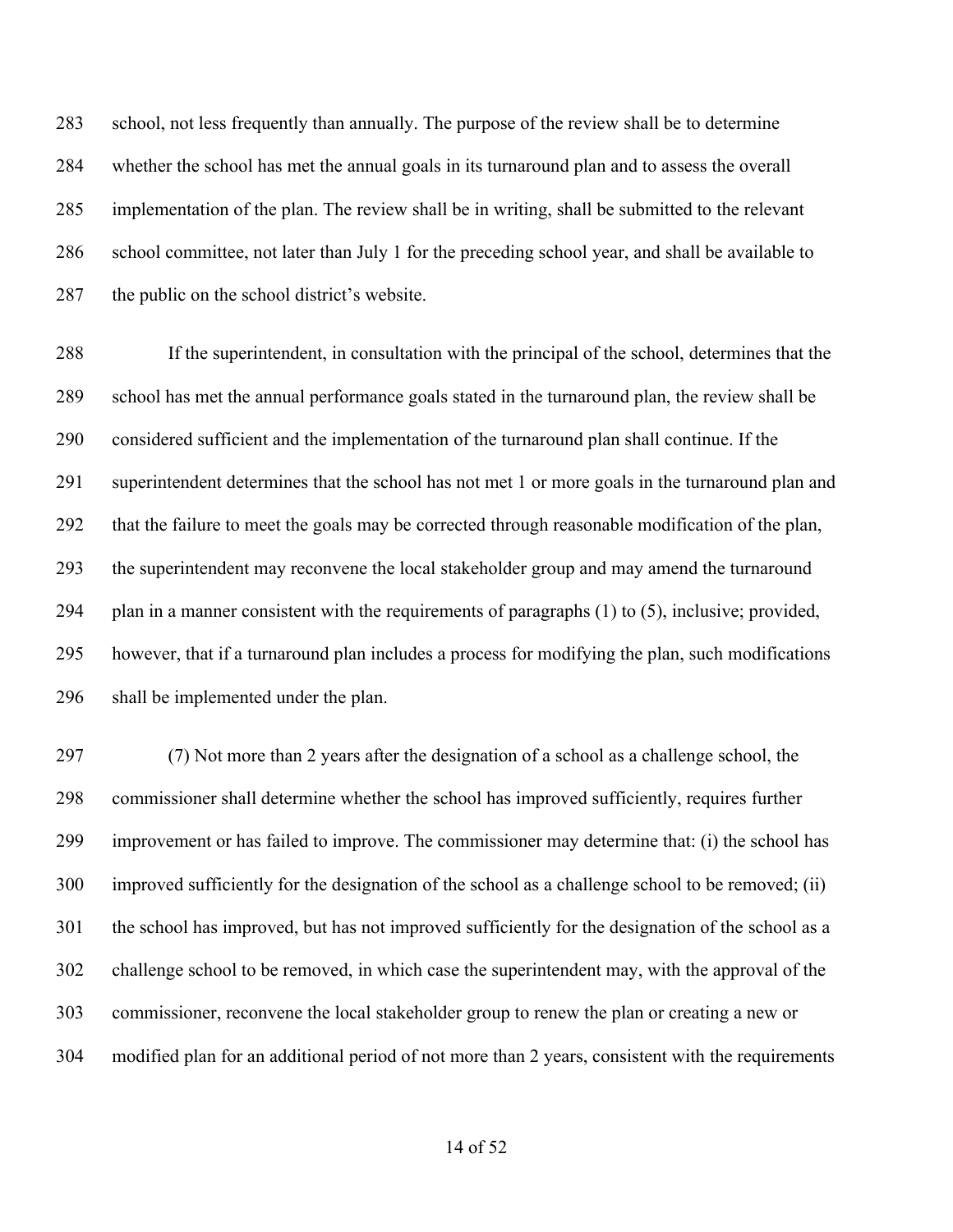school, not less frequently than annually. The purpose of the review shall be to determine whether the school has met the annual goals in its turnaround plan and to assess the overall implementation of the plan. The review shall be in writing, shall be submitted to the relevant school committee, not later than July 1 for the preceding school year, and shall be available to the public on the school district's website.

If the superintendent, in consultation with the principal of the school, determines that the school has met the annual performance goals stated in the turnaround plan, the review shall be considered sufficient and the implementation of the turnaround plan shall continue. If the superintendent determines that the school has not met 1 or more goals in the turnaround plan and that the failure to meet the goals may be corrected through reasonable modification of the plan, the superintendent may reconvene the local stakeholder group and may amend the turnaround plan in a manner consistent with the requirements of paragraphs (1) to (5), inclusive; provided, however, that if a turnaround plan includes a process for modifying the plan, such modifications shall be implemented under the plan.

(7) Not more than 2 years after the designation of a school as a challenge school, the commissioner shall determine whether the school has improved sufficiently, requires further improvement or has failed to improve. The commissioner may determine that: (i) the school has improved sufficiently for the designation of the school as a challenge school to be removed; (ii) the school has improved, but has not improved sufficiently for the designation of the school as a challenge school to be removed, in which case the superintendent may, with the approval of the commissioner, reconvene the local stakeholder group to renew the plan or creating a new or modified plan for an additional period of not more than 2 years, consistent with the requirements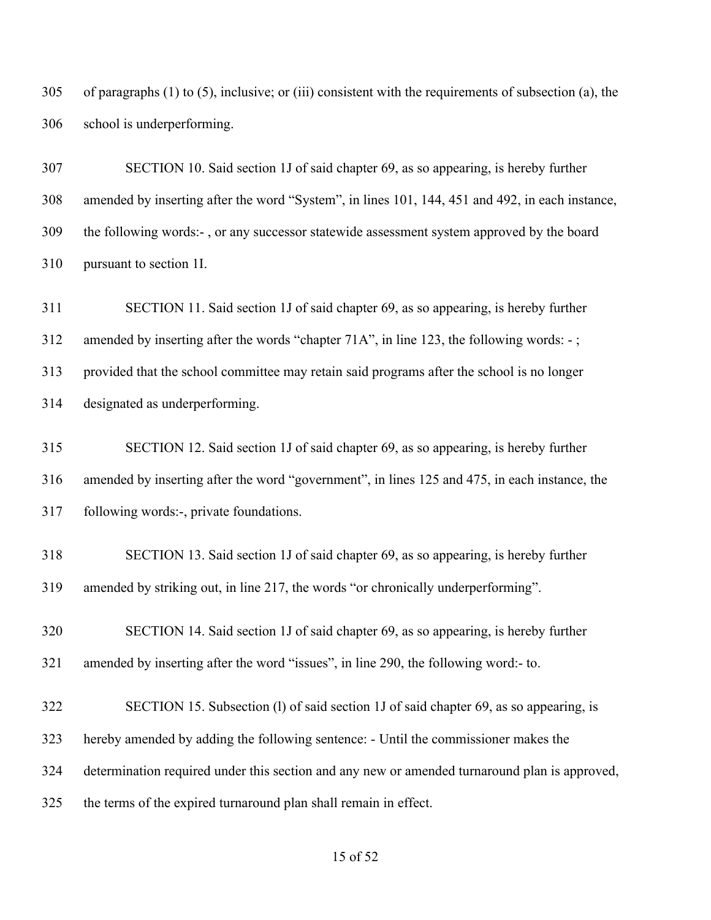of paragraphs (1) to (5), inclusive; or (iii) consistent with the requirements of subsection (a), the school is underperforming.

SECTION 10. Said section 1J of said chapter 69, as so appearing, is hereby further amended by inserting after the word "System", in lines 101, 144, 451 and 492, in each instance, the following words:- , or any successor statewide assessment system approved by the board pursuant to section 1I.

SECTION 11. Said section 1J of said chapter 69, as so appearing, is hereby further amended by inserting after the words "chapter 71A", in line 123, the following words: - ; provided that the school committee may retain said programs after the school is no longer designated as underperforming.

SECTION 12. Said section 1J of said chapter 69, as so appearing, is hereby further amended by inserting after the word "government", in lines 125 and 475, in each instance, the following words:-, private foundations.

SECTION 13. Said section 1J of said chapter 69, as so appearing, is hereby further amended by striking out, in line 217, the words "or chronically underperforming".

SECTION 14. Said section 1J of said chapter 69, as so appearing, is hereby further amended by inserting after the word "issues", in line 290, the following word:- to.

SECTION 15. Subsection (l) of said section 1J of said chapter 69, as so appearing, is hereby amended by adding the following sentence: - Until the commissioner makes the determination required under this section and any new or amended turnaround plan is approved, the terms of the expired turnaround plan shall remain in effect.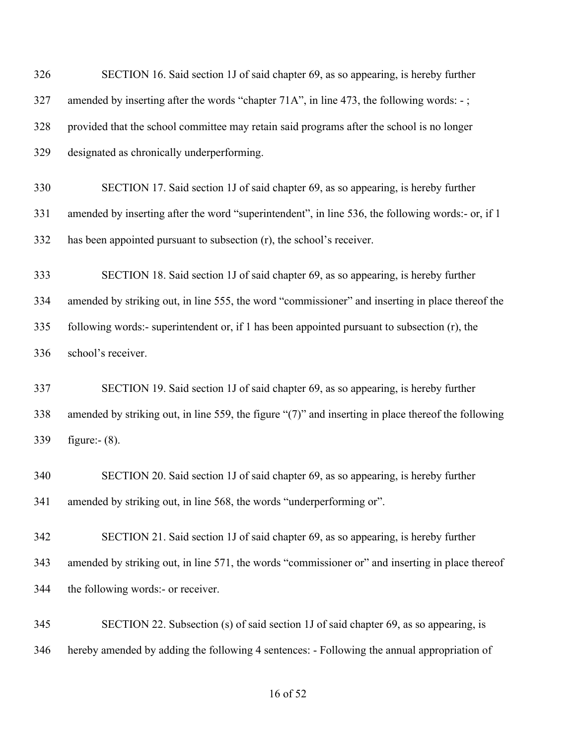SECTION 16. Said section 1J of said chapter 69, as so appearing, is hereby further amended by inserting after the words "chapter 71A", in line 473, the following words: - ; provided that the school committee may retain said programs after the school is no longer designated as chronically underperforming.

SECTION 17. Said section 1J of said chapter 69, as so appearing, is hereby further amended by inserting after the word "superintendent", in line 536, the following words:- or, if 1 has been appointed pursuant to subsection (r), the school's receiver.

SECTION 18. Said section 1J of said chapter 69, as so appearing, is hereby further amended by striking out, in line 555, the word "commissioner" and inserting in place thereof the following words:- superintendent or, if 1 has been appointed pursuant to subsection (r), the school's receiver.

SECTION 19. Said section 1J of said chapter 69, as so appearing, is hereby further amended by striking out, in line 559, the figure "(7)" and inserting in place thereof the following figure:- (8).

SECTION 20. Said section 1J of said chapter 69, as so appearing, is hereby further amended by striking out, in line 568, the words "underperforming or".

SECTION 21. Said section 1J of said chapter 69, as so appearing, is hereby further amended by striking out, in line 571, the words "commissioner or" and inserting in place thereof the following words:- or receiver.

SECTION 22. Subsection (s) of said section 1J of said chapter 69, as so appearing, is hereby amended by adding the following 4 sentences: - Following the annual appropriation of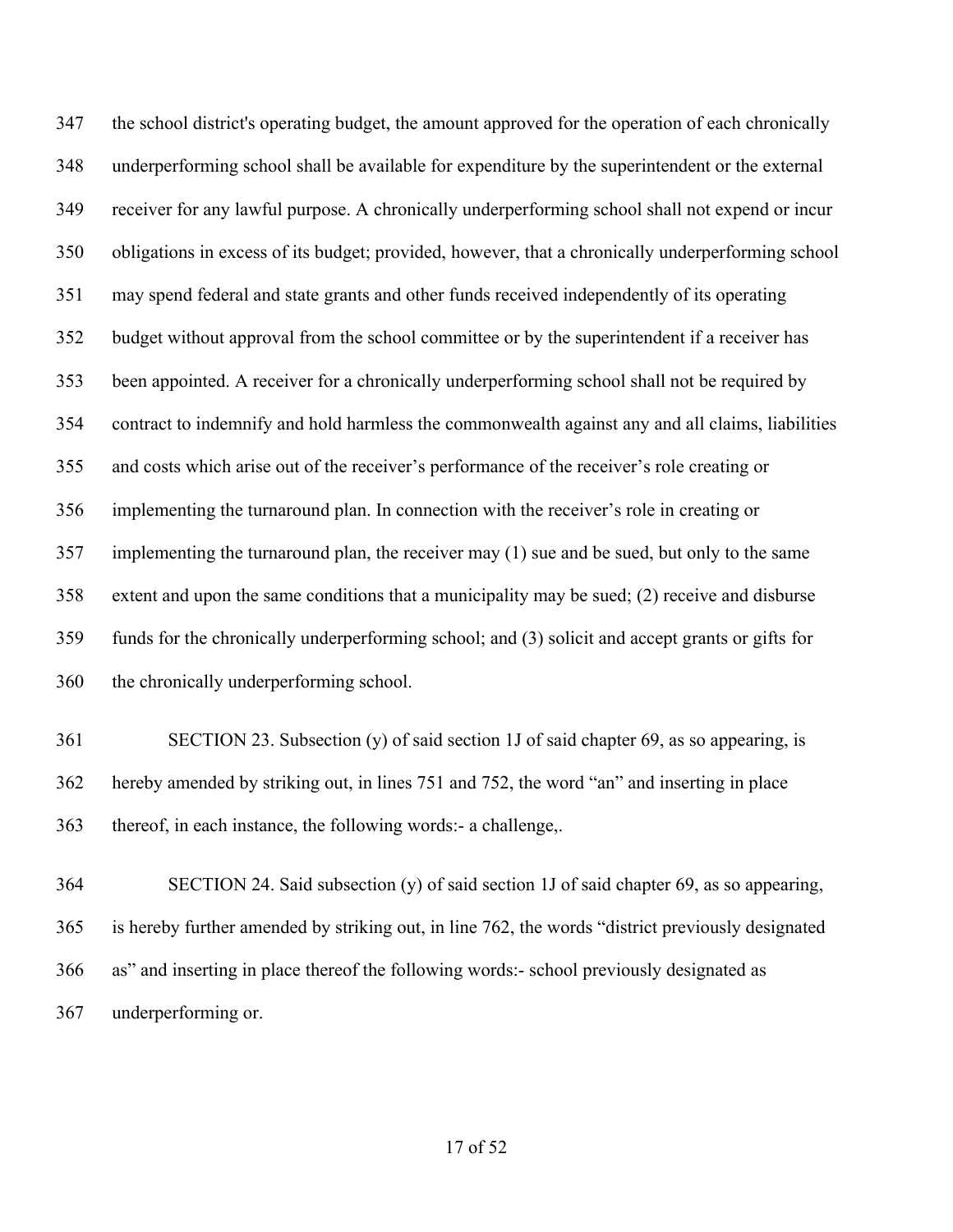the school district's operating budget, the amount approved for the operation of each chronically underperforming school shall be available for expenditure by the superintendent or the external receiver for any lawful purpose. A chronically underperforming school shall not expend or incur obligations in excess of its budget; provided, however, that a chronically underperforming school may spend federal and state grants and other funds received independently of its operating budget without approval from the school committee or by the superintendent if a receiver has been appointed. A receiver for a chronically underperforming school shall not be required by contract to indemnify and hold harmless the commonwealth against any and all claims, liabilities and costs which arise out of the receiver's performance of the receiver's role creating or implementing the turnaround plan. In connection with the receiver's role in creating or implementing the turnaround plan, the receiver may (1) sue and be sued, but only to the same extent and upon the same conditions that a municipality may be sued; (2) receive and disburse funds for the chronically underperforming school; and (3) solicit and accept grants or gifts for the chronically underperforming school.

SECTION 23. Subsection (y) of said section 1J of said chapter 69, as so appearing, is hereby amended by striking out, in lines 751 and 752, the word "an" and inserting in place thereof, in each instance, the following words:- a challenge,.

SECTION 24. Said subsection (y) of said section 1J of said chapter 69, as so appearing, is hereby further amended by striking out, in line 762, the words "district previously designated as" and inserting in place thereof the following words:- school previously designated as underperforming or.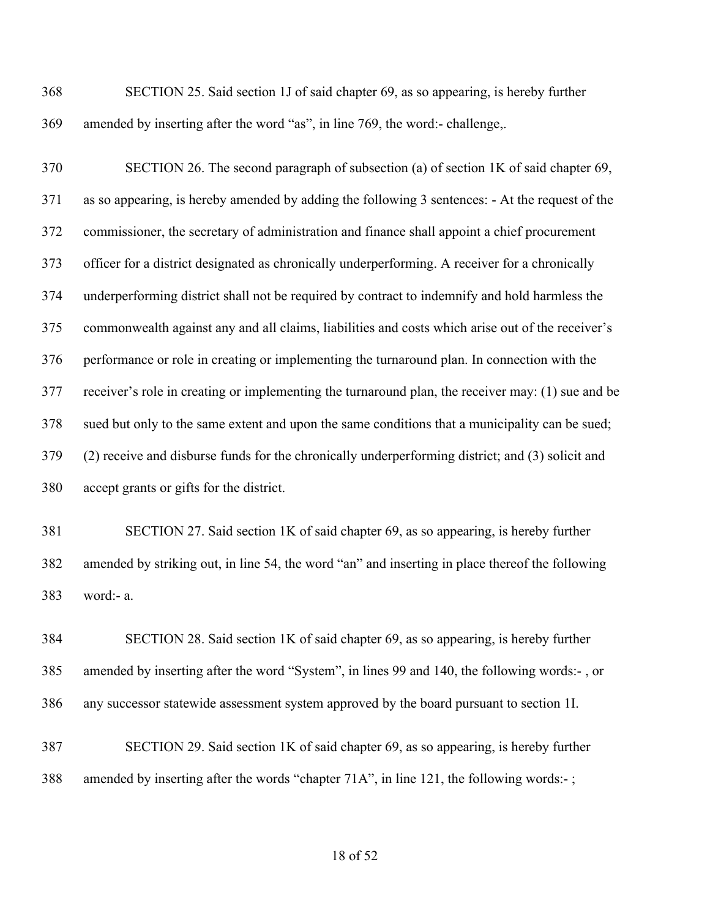SECTION 25. Said section 1J of said chapter 69, as so appearing, is hereby further amended by inserting after the word "as", in line 769, the word:- challenge,.

SECTION 26. The second paragraph of subsection (a) of section 1K of said chapter 69, as so appearing, is hereby amended by adding the following 3 sentences: - At the request of the commissioner, the secretary of administration and finance shall appoint a chief procurement officer for a district designated as chronically underperforming. A receiver for a chronically underperforming district shall not be required by contract to indemnify and hold harmless the commonwealth against any and all claims, liabilities and costs which arise out of the receiver's performance or role in creating or implementing the turnaround plan. In connection with the receiver's role in creating or implementing the turnaround plan, the receiver may: (1) sue and be sued but only to the same extent and upon the same conditions that a municipality can be sued; (2) receive and disburse funds for the chronically underperforming district; and (3) solicit and accept grants or gifts for the district.

SECTION 27. Said section 1K of said chapter 69, as so appearing, is hereby further amended by striking out, in line 54, the word "an" and inserting in place thereof the following word:- a.

SECTION 28. Said section 1K of said chapter 69, as so appearing, is hereby further amended by inserting after the word "System", in lines 99 and 140, the following words:- , or any successor statewide assessment system approved by the board pursuant to section 1I.

SECTION 29. Said section 1K of said chapter 69, as so appearing, is hereby further amended by inserting after the words "chapter 71A", in line 121, the following words:- ;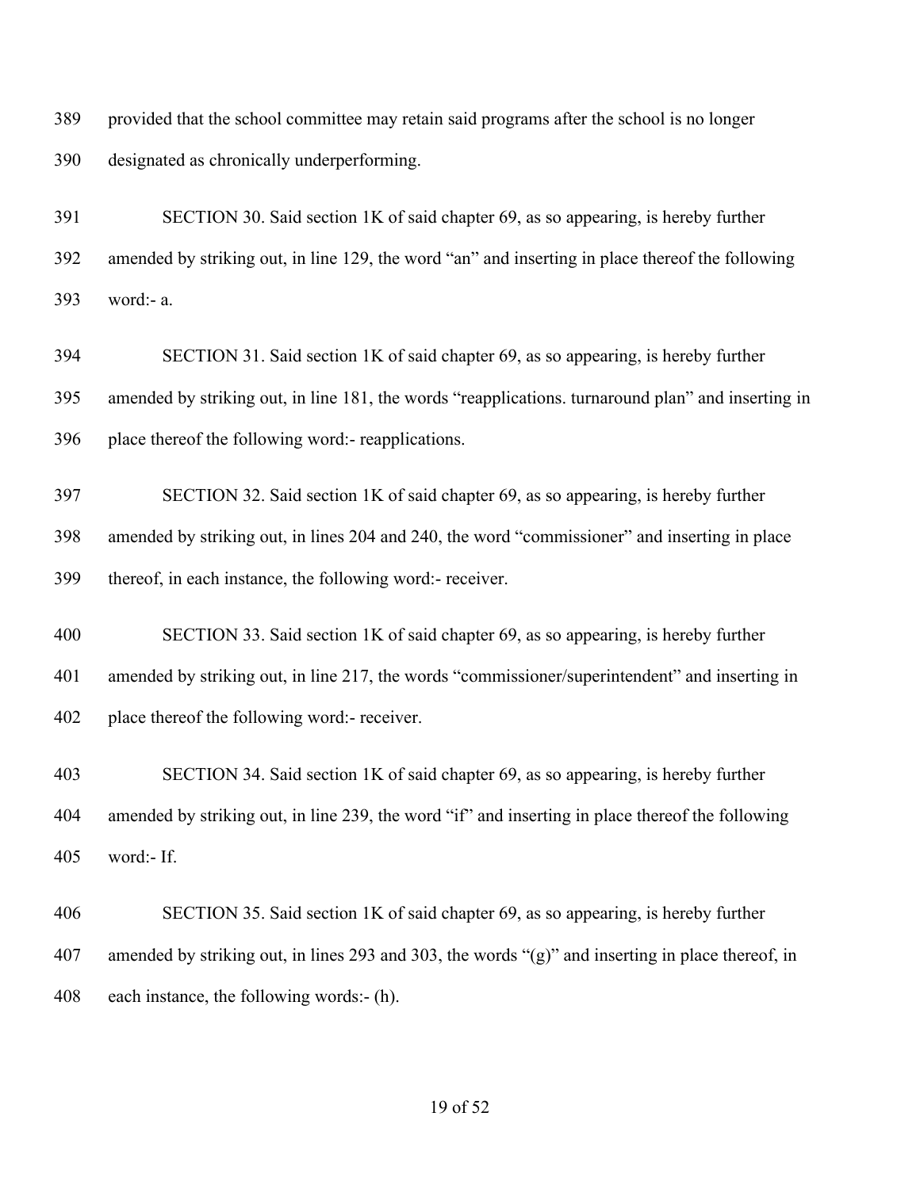provided that the school committee may retain said programs after the school is no longer designated as chronically underperforming.

SECTION 30. Said section 1K of said chapter 69, as so appearing, is hereby further amended by striking out, in line 129, the word "an" and inserting in place thereof the following word:- a.

SECTION 31. Said section 1K of said chapter 69, as so appearing, is hereby further amended by striking out, in line 181, the words "reapplications. turnaround plan" and inserting in place thereof the following word:- reapplications.

SECTION 32. Said section 1K of said chapter 69, as so appearing, is hereby further amended by striking out, in lines 204 and 240, the word "commissioner" and inserting in place thereof, in each instance, the following word:- receiver.

SECTION 33. Said section 1K of said chapter 69, as so appearing, is hereby further amended by striking out, in line 217, the words "commissioner/superintendent" and inserting in place thereof the following word:- receiver.

SECTION 34. Said section 1K of said chapter 69, as so appearing, is hereby further amended by striking out, in line 239, the word "if" and inserting in place thereof the following word:- If.

SECTION 35. Said section 1K of said chapter 69, as so appearing, is hereby further amended by striking out, in lines 293 and 303, the words "(g)" and inserting in place thereof, in each instance, the following words:- (h).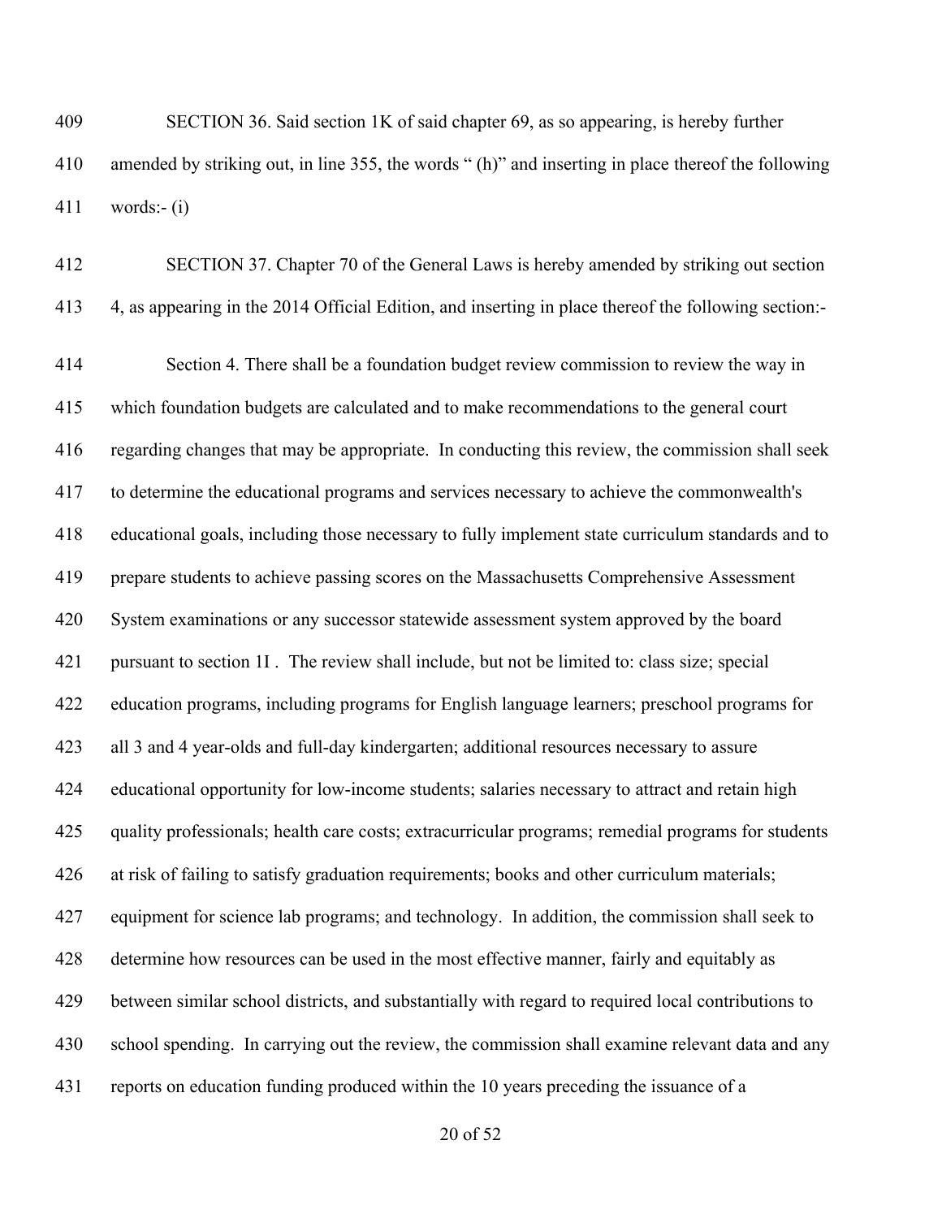SECTION 36. Said section 1K of said chapter 69, as so appearing, is hereby further amended by striking out, in line 355, the words " (h)" and inserting in place thereof the following words:- (i)

SECTION 37. Chapter 70 of the General Laws is hereby amended by striking out section 4, as appearing in the 2014 Official Edition, and inserting in place thereof the following section:-

Section 4. There shall be a foundation budget review commission to review the way in which foundation budgets are calculated and to make recommendations to the general court regarding changes that may be appropriate. In conducting this review, the commission shall seek to determine the educational programs and services necessary to achieve the commonwealth's educational goals, including those necessary to fully implement state curriculum standards and to prepare students to achieve passing scores on the Massachusetts Comprehensive Assessment System examinations or any successor statewide assessment system approved by the board pursuant to section 1I . The review shall include, but not be limited to: class size; special education programs, including programs for English language learners; preschool programs for all 3 and 4 year-olds and full-day kindergarten; additional resources necessary to assure educational opportunity for low-income students; salaries necessary to attract and retain high quality professionals; health care costs; extracurricular programs; remedial programs for students at risk of failing to satisfy graduation requirements; books and other curriculum materials; equipment for science lab programs; and technology. In addition, the commission shall seek to determine how resources can be used in the most effective manner, fairly and equitably as between similar school districts, and substantially with regard to required local contributions to school spending. In carrying out the review, the commission shall examine relevant data and any reports on education funding produced within the 10 years preceding the issuance of a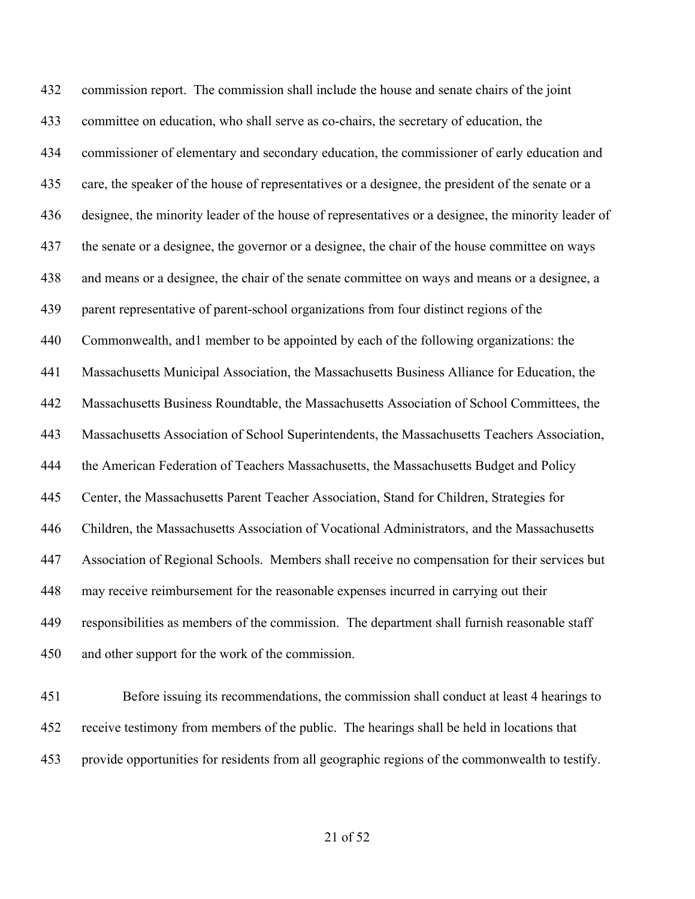commission report. The commission shall include the house and senate chairs of the joint committee on education, who shall serve as co-chairs, the secretary of education, the commissioner of elementary and secondary education, the commissioner of early education and care, the speaker of the house of representatives or a designee, the president of the senate or a designee, the minority leader of the house of representatives or a designee, the minority leader of the senate or a designee, the governor or a designee, the chair of the house committee on ways and means or a designee, the chair of the senate committee on ways and means or a designee, a parent representative of parent-school organizations from four distinct regions of the Commonwealth, and1 member to be appointed by each of the following organizations: the Massachusetts Municipal Association, the Massachusetts Business Alliance for Education, the Massachusetts Business Roundtable, the Massachusetts Association of School Committees, the Massachusetts Association of School Superintendents, the Massachusetts Teachers Association, the American Federation of Teachers Massachusetts, the Massachusetts Budget and Policy Center, the Massachusetts Parent Teacher Association, Stand for Children, Strategies for Children, the Massachusetts Association of Vocational Administrators, and the Massachusetts Association of Regional Schools. Members shall receive no compensation for their services but may receive reimbursement for the reasonable expenses incurred in carrying out their responsibilities as members of the commission. The department shall furnish reasonable staff and other support for the work of the commission.

Before issuing its recommendations, the commission shall conduct at least 4 hearings to receive testimony from members of the public. The hearings shall be held in locations that provide opportunities for residents from all geographic regions of the commonwealth to testify.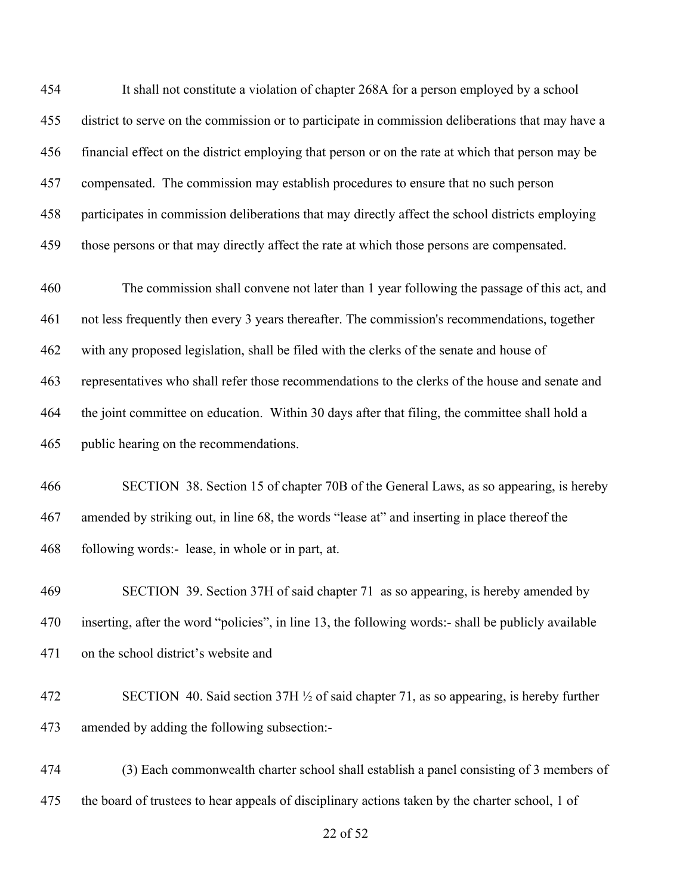454 It shall not constitute a violation of chapter 268A for a person employed by a school
455 district to serve on the commission or to participate in commission deliberations that may have a
456 financial effect on the district employing that person or on the rate at which that person may be
457 compensated. The commission may establish procedures to ensure that no such person
458 participates in commission deliberations that may directly affect the school districts employing
459 those persons or that may directly affect the rate at which those persons are compensated.

460 The commission shall convene not later than 1 year following the passage of this act, and
461 not less frequently then every 3 years thereafter. The commission's recommendations, together
462 with any proposed legislation, shall be filed with the clerks of the senate and house of
463 representatives who shall refer those recommendations to the clerks of the house and senate and
464 the joint committee on education. Within 30 days after that filing, the committee shall hold a
465 public hearing on the recommendations.

466 SECTION 38. Section 15 of chapter 70B of the General Laws, as so appearing, is hereby
467 amended by striking out, in line 68, the words "lease at" and inserting in place thereof the
468 following words:- lease, in whole or in part, at.

469 SECTION 39. Section 37H of said chapter 71 as so appearing, is hereby amended by
470 inserting, after the word "policies", in line 13, the following words:- shall be publicly available
471 on the school district's website and

472 SECTION 40. Said section 37H ½ of said chapter 71, as so appearing, is hereby further
473 amended by adding the following subsection:-

474 (3) Each commonwealth charter school shall establish a panel consisting of 3 members of
475 the board of trustees to hear appeals of disciplinary actions taken by the charter school, 1 of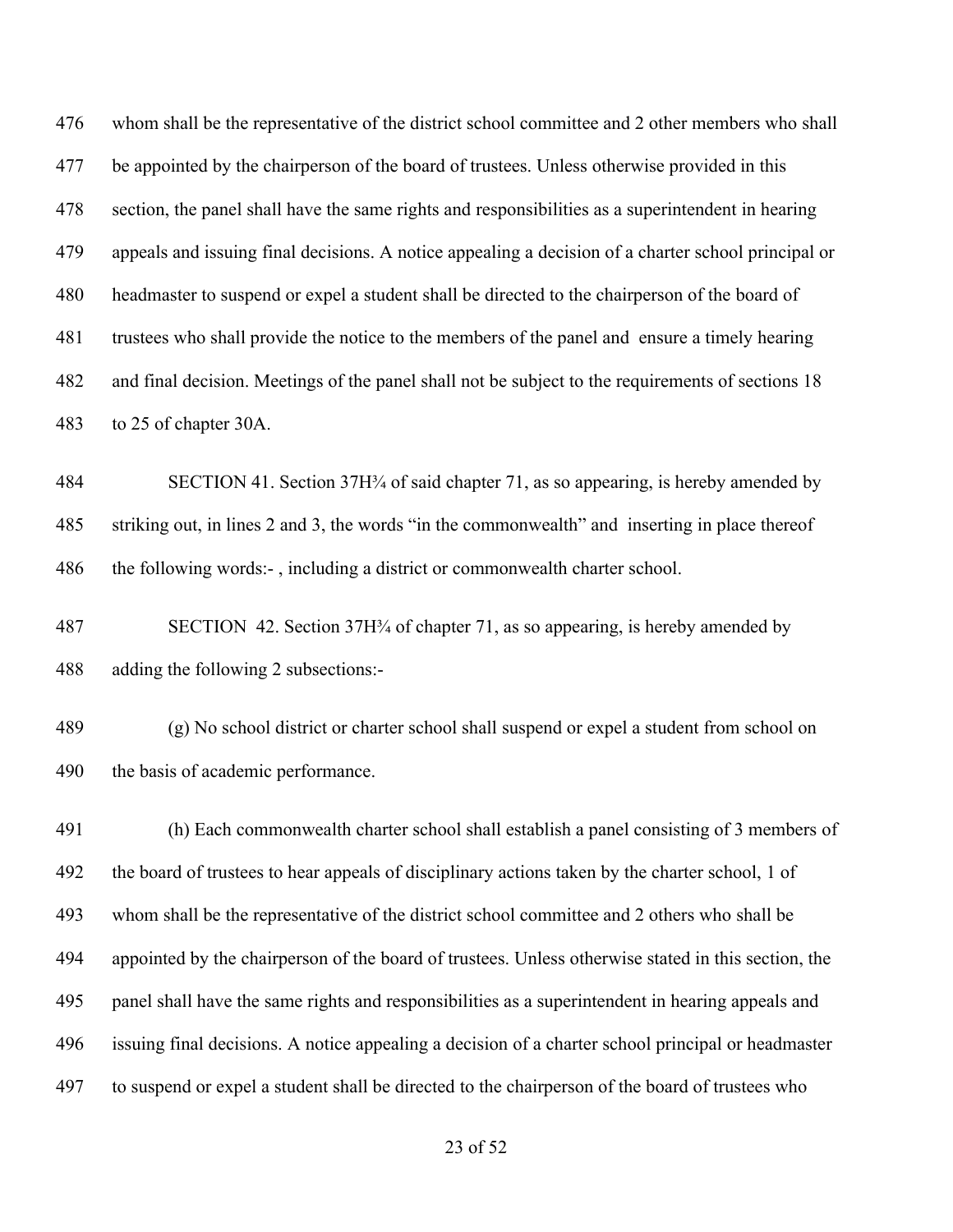whom shall be the representative of the district school committee and 2 other members who shall be appointed by the chairperson of the board of trustees. Unless otherwise provided in this section, the panel shall have the same rights and responsibilities as a superintendent in hearing appeals and issuing final decisions. A notice appealing a decision of a charter school principal or headmaster to suspend or expel a student shall be directed to the chairperson of the board of trustees who shall provide the notice to the members of the panel and ensure a timely hearing and final decision. Meetings of the panel shall not be subject to the requirements of sections 18 to 25 of chapter 30A.

SECTION 41. Section 37H¾ of said chapter 71, as so appearing, is hereby amended by striking out, in lines 2 and 3, the words "in the commonwealth" and inserting in place thereof the following words:- , including a district or commonwealth charter school.

SECTION 42. Section 37H¾ of chapter 71, as so appearing, is hereby amended by adding the following 2 subsections:-

(g) No school district or charter school shall suspend or expel a student from school on the basis of academic performance.

(h) Each commonwealth charter school shall establish a panel consisting of 3 members of the board of trustees to hear appeals of disciplinary actions taken by the charter school, 1 of whom shall be the representative of the district school committee and 2 others who shall be appointed by the chairperson of the board of trustees. Unless otherwise stated in this section, the panel shall have the same rights and responsibilities as a superintendent in hearing appeals and issuing final decisions. A notice appealing a decision of a charter school principal or headmaster to suspend or expel a student shall be directed to the chairperson of the board of trustees who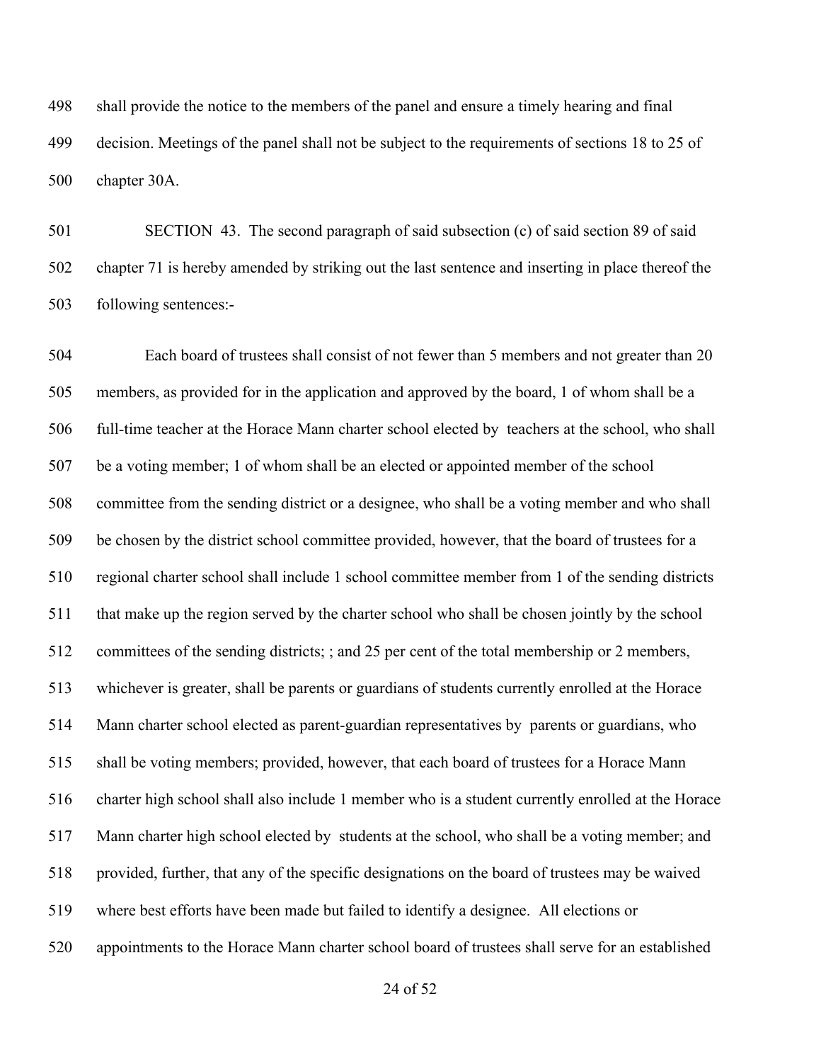shall provide the notice to the members of the panel and ensure a timely hearing and final decision. Meetings of the panel shall not be subject to the requirements of sections 18 to 25 of chapter 30A.

SECTION 43. The second paragraph of said subsection (c) of said section 89 of said chapter 71 is hereby amended by striking out the last sentence and inserting in place thereof the following sentences:-

Each board of trustees shall consist of not fewer than 5 members and not greater than 20 members, as provided for in the application and approved by the board, 1 of whom shall be a full-time teacher at the Horace Mann charter school elected by teachers at the school, who shall be a voting member; 1 of whom shall be an elected or appointed member of the school committee from the sending district or a designee, who shall be a voting member and who shall be chosen by the district school committee provided, however, that the board of trustees for a regional charter school shall include 1 school committee member from 1 of the sending districts that make up the region served by the charter school who shall be chosen jointly by the school committees of the sending districts; ; and 25 per cent of the total membership or 2 members, whichever is greater, shall be parents or guardians of students currently enrolled at the Horace Mann charter school elected as parent-guardian representatives by parents or guardians, who shall be voting members; provided, however, that each board of trustees for a Horace Mann charter high school shall also include 1 member who is a student currently enrolled at the Horace Mann charter high school elected by students at the school, who shall be a voting member; and provided, further, that any of the specific designations on the board of trustees may be waived where best efforts have been made but failed to identify a designee. All elections or appointments to the Horace Mann charter school board of trustees shall serve for an established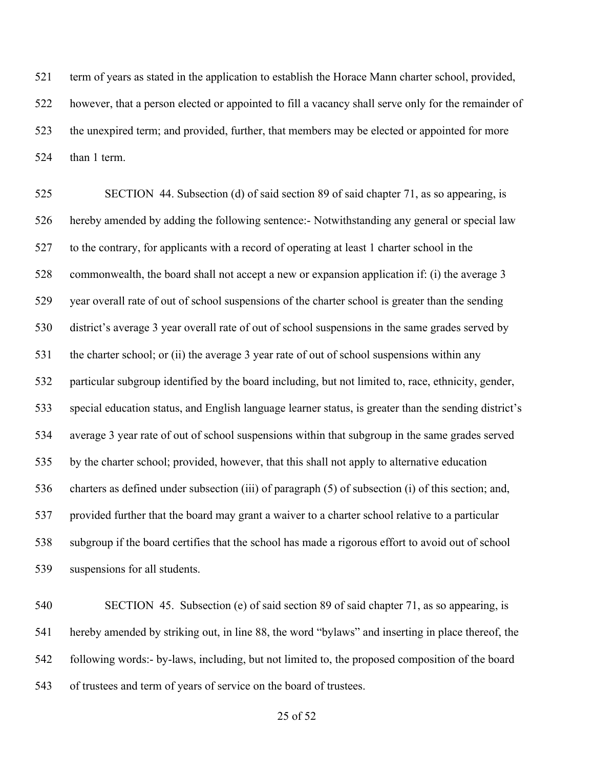term of years as stated in the application to establish the Horace Mann charter school, provided, however, that a person elected or appointed to fill a vacancy shall serve only for the remainder of the unexpired term; and provided, further, that members may be elected or appointed for more than 1 term.

SECTION 44. Subsection (d) of said section 89 of said chapter 71, as so appearing, is hereby amended by adding the following sentence:- Notwithstanding any general or special law to the contrary, for applicants with a record of operating at least 1 charter school in the commonwealth, the board shall not accept a new or expansion application if: (i) the average 3 year overall rate of out of school suspensions of the charter school is greater than the sending district's average 3 year overall rate of out of school suspensions in the same grades served by the charter school; or (ii) the average 3 year rate of out of school suspensions within any particular subgroup identified by the board including, but not limited to, race, ethnicity, gender, special education status, and English language learner status, is greater than the sending district's average 3 year rate of out of school suspensions within that subgroup in the same grades served by the charter school; provided, however, that this shall not apply to alternative education charters as defined under subsection (iii) of paragraph (5) of subsection (i) of this section; and, provided further that the board may grant a waiver to a charter school relative to a particular subgroup if the board certifies that the school has made a rigorous effort to avoid out of school suspensions for all students.

SECTION 45. Subsection (e) of said section 89 of said chapter 71, as so appearing, is hereby amended by striking out, in line 88, the word "bylaws" and inserting in place thereof, the following words:- by-laws, including, but not limited to, the proposed composition of the board of trustees and term of years of service on the board of trustees.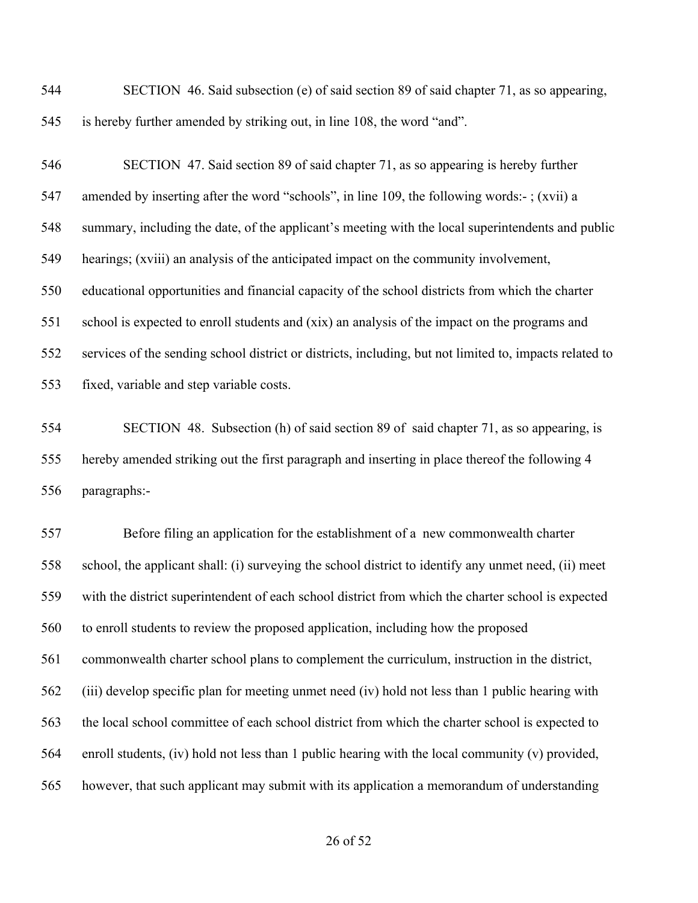SECTION 46. Said subsection (e) of said section 89 of said chapter 71, as so appearing, is hereby further amended by striking out, in line 108, the word "and".

SECTION 47. Said section 89 of said chapter 71, as so appearing is hereby further amended by inserting after the word "schools", in line 109, the following words:- ; (xvii) a summary, including the date, of the applicant's meeting with the local superintendents and public hearings; (xviii) an analysis of the anticipated impact on the community involvement, educational opportunities and financial capacity of the school districts from which the charter school is expected to enroll students and (xix) an analysis of the impact on the programs and services of the sending school district or districts, including, but not limited to, impacts related to fixed, variable and step variable costs.

SECTION 48. Subsection (h) of said section 89 of said chapter 71, as so appearing, is hereby amended striking out the first paragraph and inserting in place thereof the following 4 paragraphs:-

Before filing an application for the establishment of a new commonwealth charter school, the applicant shall: (i) surveying the school district to identify any unmet need, (ii) meet with the district superintendent of each school district from which the charter school is expected to enroll students to review the proposed application, including how the proposed commonwealth charter school plans to complement the curriculum, instruction in the district, (iii) develop specific plan for meeting unmet need (iv) hold not less than 1 public hearing with the local school committee of each school district from which the charter school is expected to enroll students, (iv) hold not less than 1 public hearing with the local community (v) provided, however, that such applicant may submit with its application a memorandum of understanding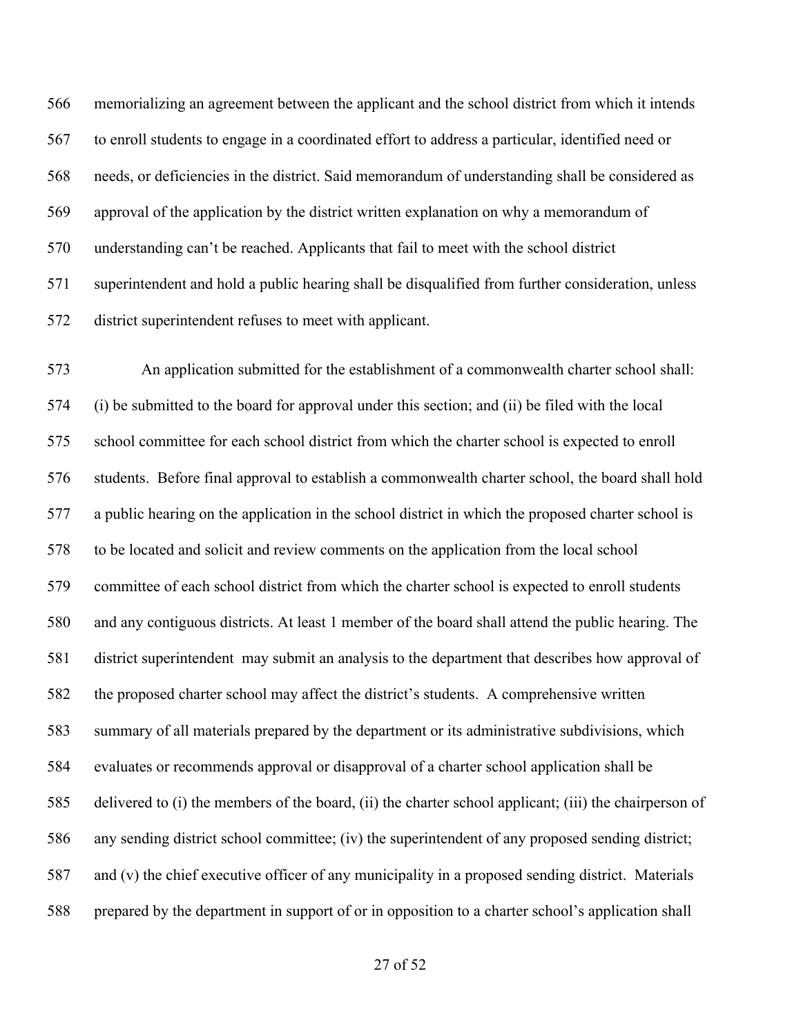memorializing an agreement between the applicant and the school district from which it intends to enroll students to engage in a coordinated effort to address a particular, identified need or needs, or deficiencies in the district. Said memorandum of understanding shall be considered as approval of the application by the district written explanation on why a memorandum of understanding can't be reached. Applicants that fail to meet with the school district superintendent and hold a public hearing shall be disqualified from further consideration, unless district superintendent refuses to meet with applicant.

An application submitted for the establishment of a commonwealth charter school shall: (i) be submitted to the board for approval under this section; and (ii) be filed with the local school committee for each school district from which the charter school is expected to enroll students. Before final approval to establish a commonwealth charter school, the board shall hold a public hearing on the application in the school district in which the proposed charter school is to be located and solicit and review comments on the application from the local school committee of each school district from which the charter school is expected to enroll students and any contiguous districts. At least 1 member of the board shall attend the public hearing. The district superintendent may submit an analysis to the department that describes how approval of the proposed charter school may affect the district's students. A comprehensive written summary of all materials prepared by the department or its administrative subdivisions, which evaluates or recommends approval or disapproval of a charter school application shall be delivered to (i) the members of the board, (ii) the charter school applicant; (iii) the chairperson of any sending district school committee; (iv) the superintendent of any proposed sending district; and (v) the chief executive officer of any municipality in a proposed sending district. Materials prepared by the department in support of or in opposition to a charter school's application shall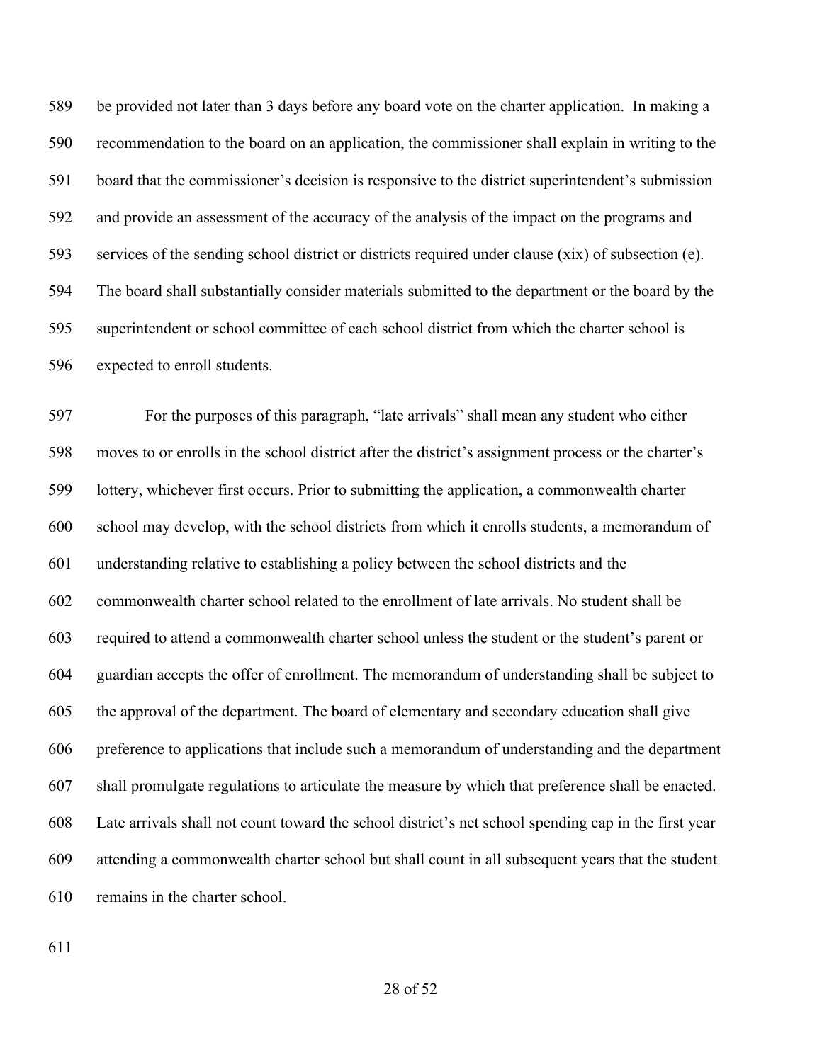be provided not later than 3 days before any board vote on the charter application. In making a recommendation to the board on an application, the commissioner shall explain in writing to the board that the commissioner's decision is responsive to the district superintendent's submission and provide an assessment of the accuracy of the analysis of the impact on the programs and services of the sending school district or districts required under clause (xix) of subsection (e). The board shall substantially consider materials submitted to the department or the board by the superintendent or school committee of each school district from which the charter school is expected to enroll students.

For the purposes of this paragraph, "late arrivals" shall mean any student who either moves to or enrolls in the school district after the district's assignment process or the charter's lottery, whichever first occurs. Prior to submitting the application, a commonwealth charter school may develop, with the school districts from which it enrolls students, a memorandum of understanding relative to establishing a policy between the school districts and the commonwealth charter school related to the enrollment of late arrivals. No student shall be required to attend a commonwealth charter school unless the student or the student's parent or guardian accepts the offer of enrollment. The memorandum of understanding shall be subject to the approval of the department. The board of elementary and secondary education shall give preference to applications that include such a memorandum of understanding and the department shall promulgate regulations to articulate the measure by which that preference shall be enacted. Late arrivals shall not count toward the school district's net school spending cap in the first year attending a commonwealth charter school but shall count in all subsequent years that the student remains in the charter school.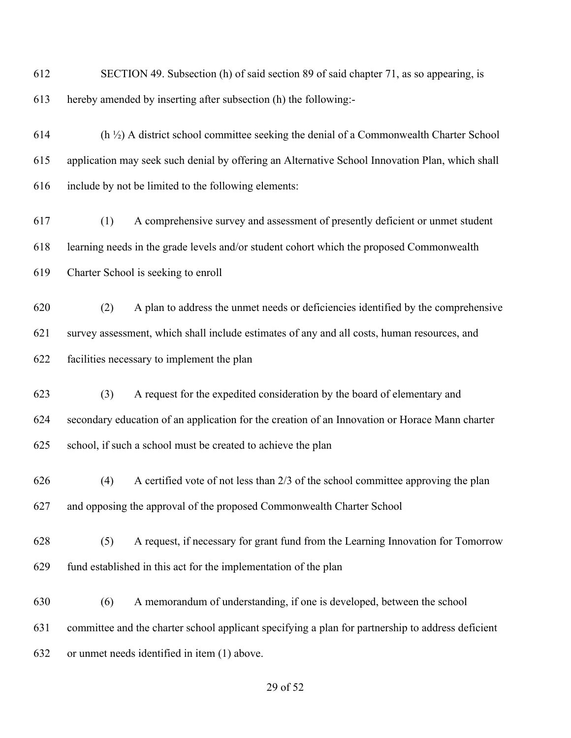SECTION 49. Subsection (h) of said section 89 of said chapter 71, as so appearing, is hereby amended by inserting after subsection (h) the following:-

(h ½) A district school committee seeking the denial of a Commonwealth Charter School application may seek such denial by offering an Alternative School Innovation Plan, which shall include by not be limited to the following elements:

(1) A comprehensive survey and assessment of presently deficient or unmet student learning needs in the grade levels and/or student cohort which the proposed Commonwealth Charter School is seeking to enroll

(2) A plan to address the unmet needs or deficiencies identified by the comprehensive survey assessment, which shall include estimates of any and all costs, human resources, and facilities necessary to implement the plan

(3) A request for the expedited consideration by the board of elementary and secondary education of an application for the creation of an Innovation or Horace Mann charter school, if such a school must be created to achieve the plan

(4) A certified vote of not less than 2/3 of the school committee approving the plan and opposing the approval of the proposed Commonwealth Charter School

(5) A request, if necessary for grant fund from the Learning Innovation for Tomorrow fund established in this act for the implementation of the plan

(6) A memorandum of understanding, if one is developed, between the school committee and the charter school applicant specifying a plan for partnership to address deficient or unmet needs identified in item (1) above.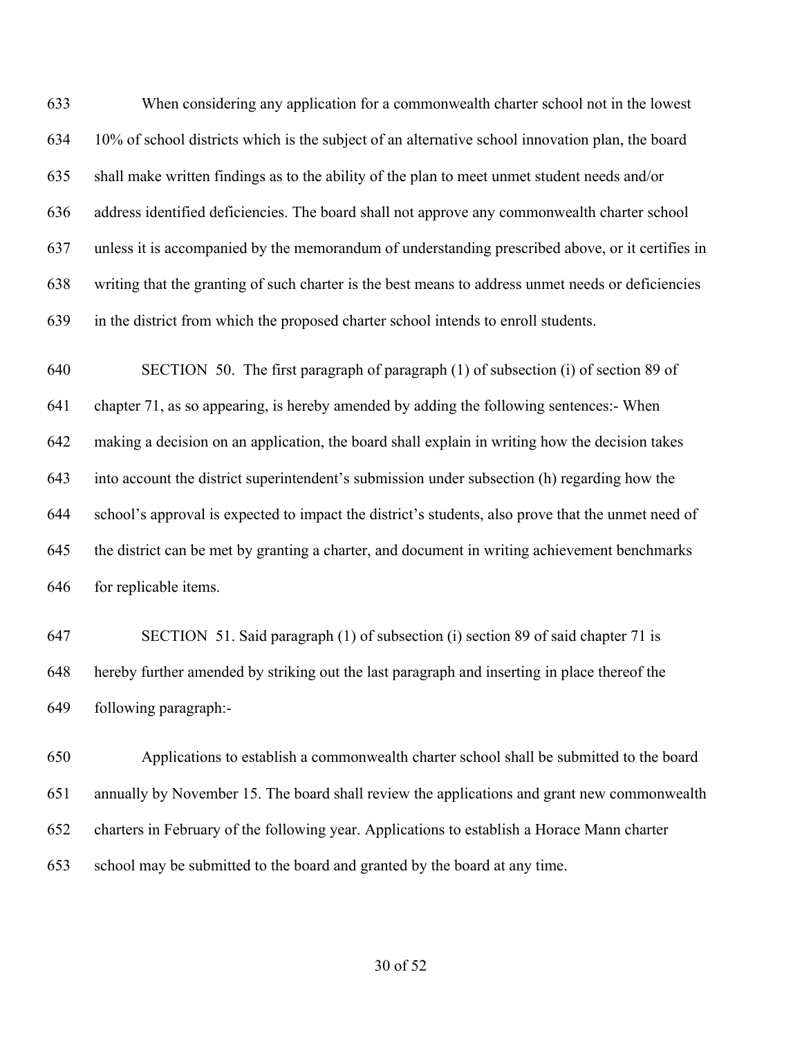633 When considering any application for a commonwealth charter school not in the lowest
634 10% of school districts which is the subject of an alternative school innovation plan, the board
635 shall make written findings as to the ability of the plan to meet unmet student needs and/or
636 address identified deficiencies. The board shall not approve any commonwealth charter school
637 unless it is accompanied by the memorandum of understanding prescribed above, or it certifies in
638 writing that the granting of such charter is the best means to address unmet needs or deficiencies
639 in the district from which the proposed charter school intends to enroll students.

640 SECTION 50. The first paragraph of paragraph (1) of subsection (i) of section 89 of
641 chapter 71, as so appearing, is hereby amended by adding the following sentences:- When
642 making a decision on an application, the board shall explain in writing how the decision takes
643 into account the district superintendent's submission under subsection (h) regarding how the
644 school's approval is expected to impact the district's students, also prove that the unmet need of
645 the district can be met by granting a charter, and document in writing achievement benchmarks
646 for replicable items.

647 SECTION 51. Said paragraph (1) of subsection (i) section 89 of said chapter 71 is
648 hereby further amended by striking out the last paragraph and inserting in place thereof the
649 following paragraph:-

650 Applications to establish a commonwealth charter school shall be submitted to the board
651 annually by November 15. The board shall review the applications and grant new commonwealth
652 charters in February of the following year. Applications to establish a Horace Mann charter
653 school may be submitted to the board and granted by the board at any time.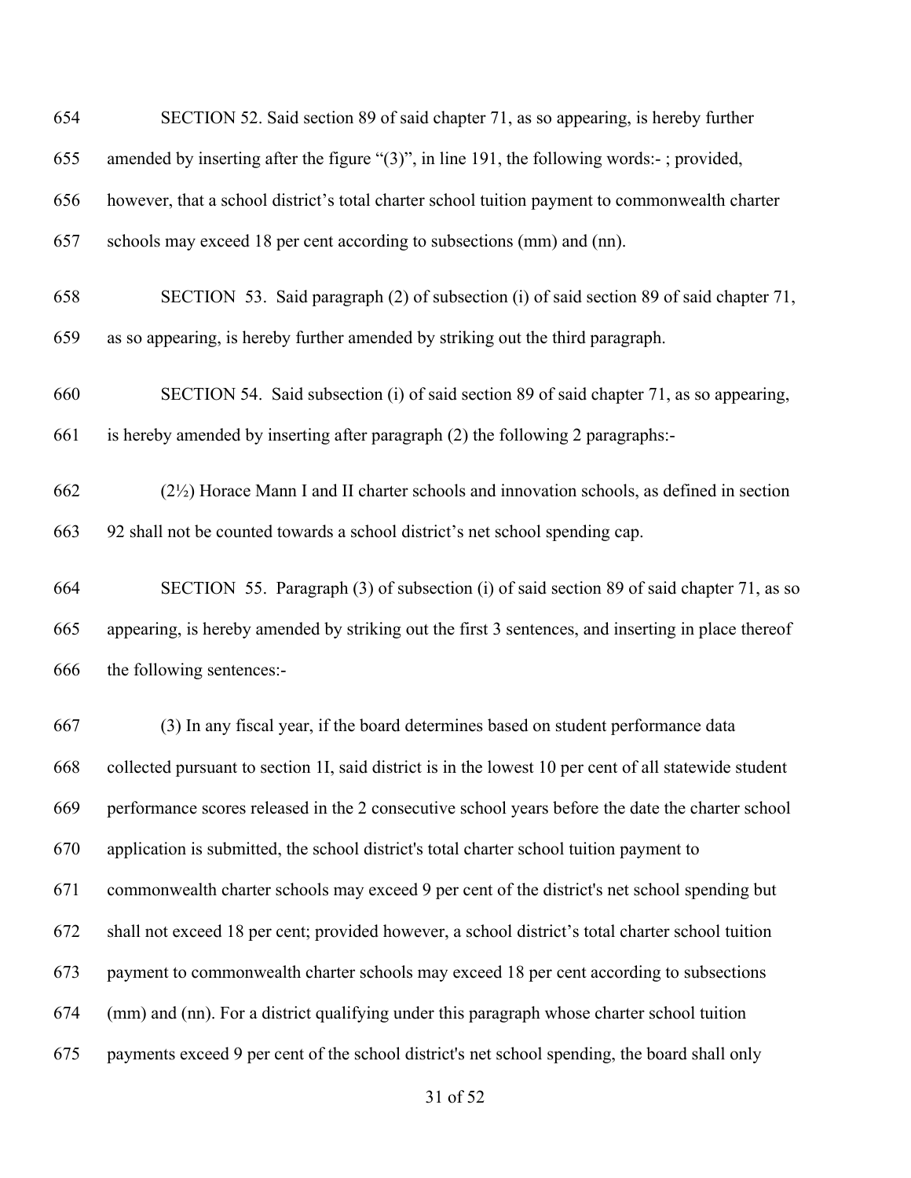654 SECTION 52. Said section 89 of said chapter 71, as so appearing, is hereby further
655 amended by inserting after the figure "(3)", in line 191, the following words:- ; provided,
656 however, that a school district's total charter school tuition payment to commonwealth charter
657 schools may exceed 18 per cent according to subsections (mm) and (nn).

658 SECTION 53. Said paragraph (2) of subsection (i) of said section 89 of said chapter 71,
659 as so appearing, is hereby further amended by striking out the third paragraph.

660 SECTION 54. Said subsection (i) of said section 89 of said chapter 71, as so appearing,
661 is hereby amended by inserting after paragraph (2) the following 2 paragraphs:-

662 (2½) Horace Mann I and II charter schools and innovation schools, as defined in section
663 92 shall not be counted towards a school district's net school spending cap.

664 SECTION 55. Paragraph (3) of subsection (i) of said section 89 of said chapter 71, as so
665 appearing, is hereby amended by striking out the first 3 sentences, and inserting in place thereof
666 the following sentences:-

667 (3) In any fiscal year, if the board determines based on student performance data
668 collected pursuant to section 1I, said district is in the lowest 10 per cent of all statewide student
669 performance scores released in the 2 consecutive school years before the date the charter school
670 application is submitted, the school district's total charter school tuition payment to
671 commonwealth charter schools may exceed 9 per cent of the district's net school spending but
672 shall not exceed 18 per cent; provided however, a school district's total charter school tuition
673 payment to commonwealth charter schools may exceed 18 per cent according to subsections
674 (mm) and (nn). For a district qualifying under this paragraph whose charter school tuition
675 payments exceed 9 per cent of the school district's net school spending, the board shall only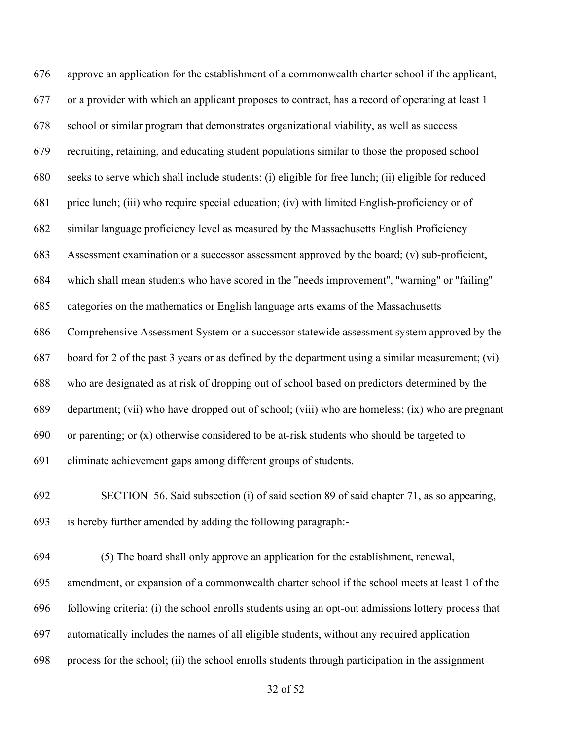approve an application for the establishment of a commonwealth charter school if the applicant, or a provider with which an applicant proposes to contract, has a record of operating at least 1 school or similar program that demonstrates organizational viability, as well as success recruiting, retaining, and educating student populations similar to those the proposed school seeks to serve which shall include students: (i) eligible for free lunch; (ii) eligible for reduced price lunch; (iii) who require special education; (iv) with limited English-proficiency or of similar language proficiency level as measured by the Massachusetts English Proficiency Assessment examination or a successor assessment approved by the board; (v) sub-proficient, which shall mean students who have scored in the "needs improvement", "warning" or "failing" categories on the mathematics or English language arts exams of the Massachusetts Comprehensive Assessment System or a successor statewide assessment system approved by the board for 2 of the past 3 years or as defined by the department using a similar measurement; (vi) who are designated as at risk of dropping out of school based on predictors determined by the department; (vii) who have dropped out of school; (viii) who are homeless; (ix) who are pregnant or parenting; or (x) otherwise considered to be at-risk students who should be targeted to eliminate achievement gaps among different groups of students.

SECTION 56. Said subsection (i) of said section 89 of said chapter 71, as so appearing, is hereby further amended by adding the following paragraph:-

(5) The board shall only approve an application for the establishment, renewal, amendment, or expansion of a commonwealth charter school if the school meets at least 1 of the following criteria: (i) the school enrolls students using an opt-out admissions lottery process that automatically includes the names of all eligible students, without any required application process for the school; (ii) the school enrolls students through participation in the assignment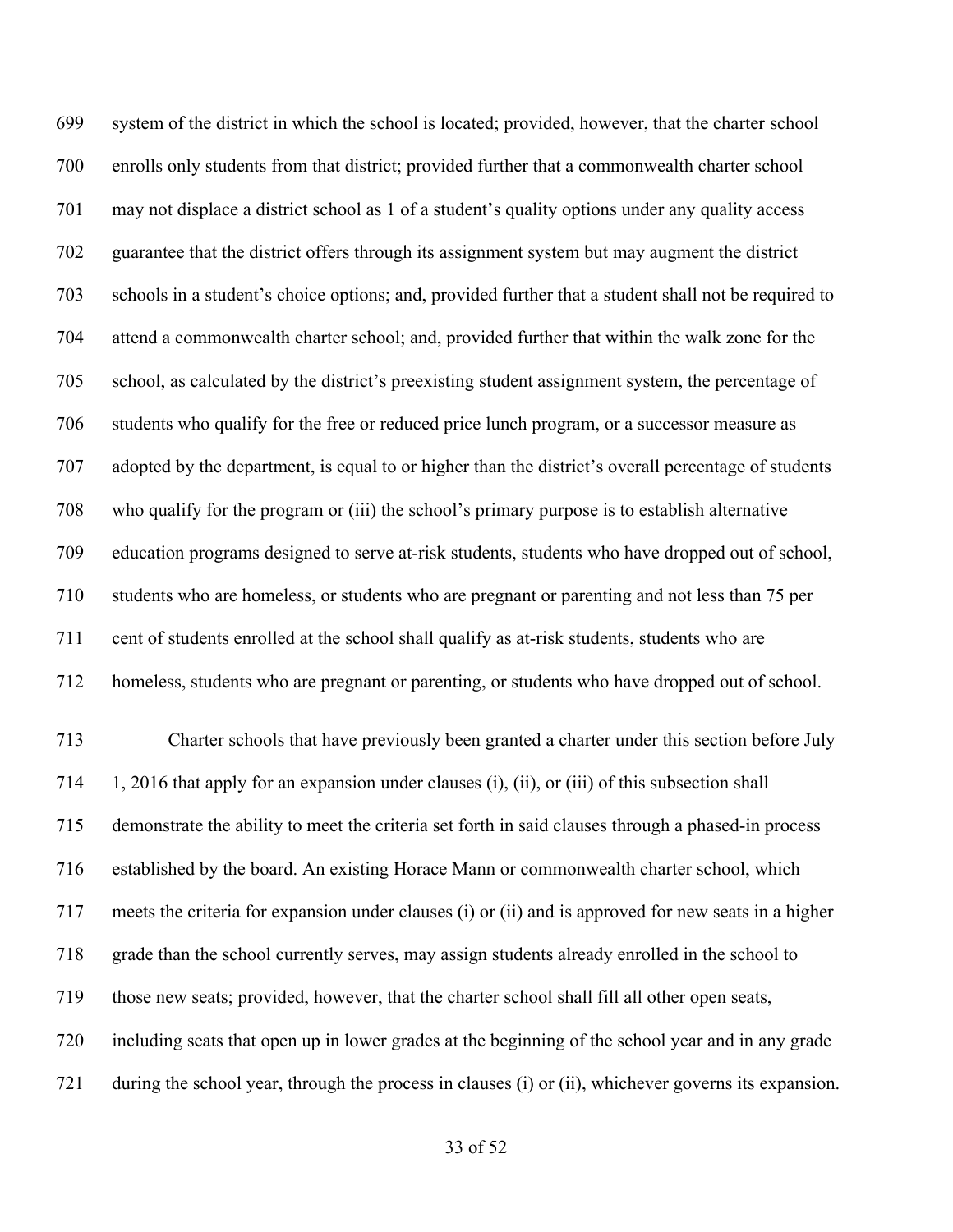system of the district in which the school is located; provided, however, that the charter school enrolls only students from that district; provided further that a commonwealth charter school may not displace a district school as 1 of a student's quality options under any quality access guarantee that the district offers through its assignment system but may augment the district schools in a student's choice options; and, provided further that a student shall not be required to attend a commonwealth charter school; and, provided further that within the walk zone for the school, as calculated by the district's preexisting student assignment system, the percentage of students who qualify for the free or reduced price lunch program, or a successor measure as adopted by the department, is equal to or higher than the district's overall percentage of students who qualify for the program or (iii) the school's primary purpose is to establish alternative education programs designed to serve at-risk students, students who have dropped out of school, students who are homeless, or students who are pregnant or parenting and not less than 75 per cent of students enrolled at the school shall qualify as at-risk students, students who are homeless, students who are pregnant or parenting, or students who have dropped out of school.

Charter schools that have previously been granted a charter under this section before July 1, 2016 that apply for an expansion under clauses (i), (ii), or (iii) of this subsection shall demonstrate the ability to meet the criteria set forth in said clauses through a phased-in process established by the board. An existing Horace Mann or commonwealth charter school, which meets the criteria for expansion under clauses (i) or (ii) and is approved for new seats in a higher grade than the school currently serves, may assign students already enrolled in the school to those new seats; provided, however, that the charter school shall fill all other open seats, including seats that open up in lower grades at the beginning of the school year and in any grade during the school year, through the process in clauses (i) or (ii), whichever governs its expansion.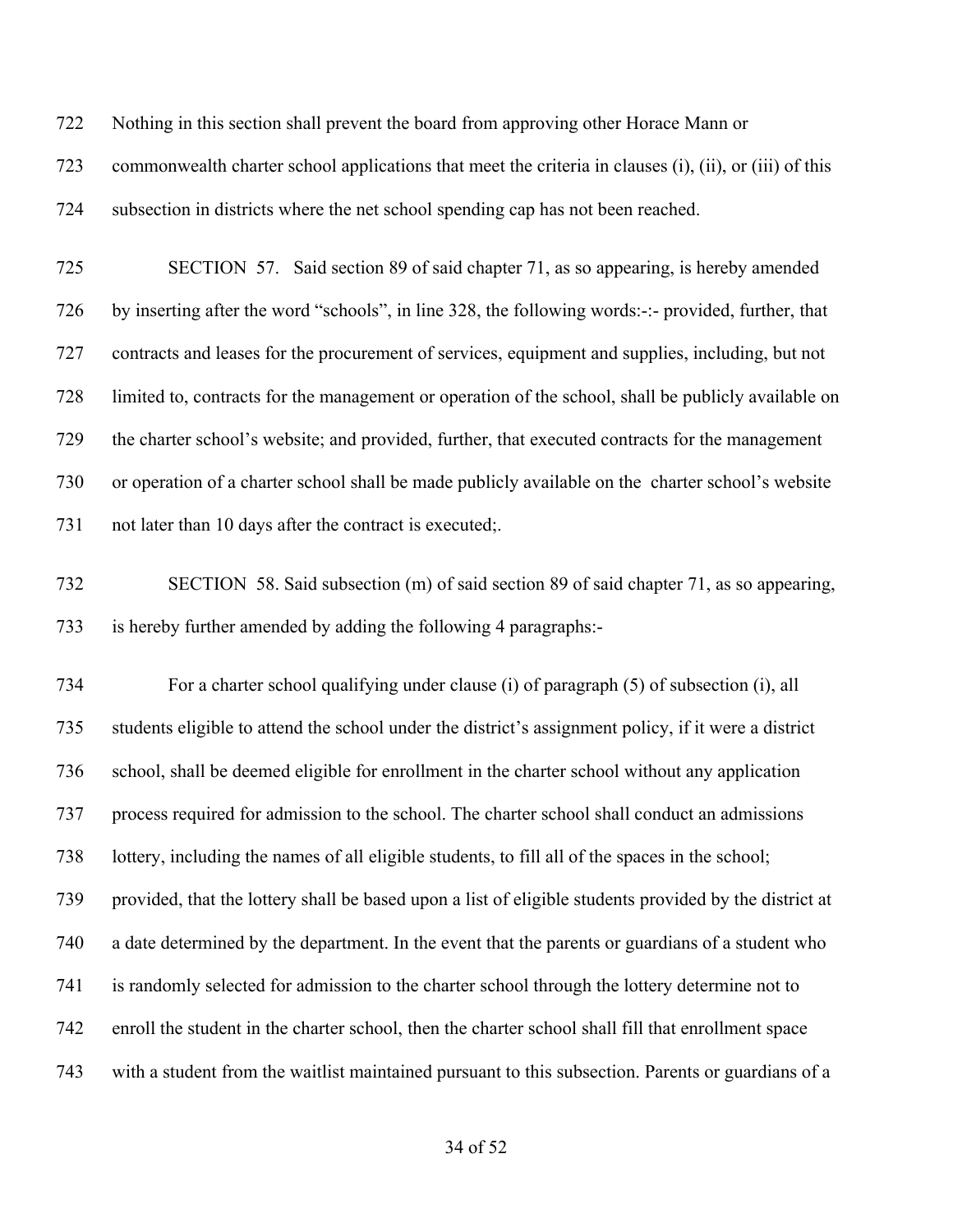722 Nothing in this section shall prevent the board from approving other Horace Mann or
723 commonwealth charter school applications that meet the criteria in clauses (i), (ii), or (iii) of this
724 subsection in districts where the net school spending cap has not been reached.

725 SECTION 57. Said section 89 of said chapter 71, as so appearing, is hereby amended
726 by inserting after the word "schools", in line 328, the following words:-:- provided, further, that
727 contracts and leases for the procurement of services, equipment and supplies, including, but not
728 limited to, contracts for the management or operation of the school, shall be publicly available on
729 the charter school's website; and provided, further, that executed contracts for the management
730 or operation of a charter school shall be made publicly available on the charter school's website
731 not later than 10 days after the contract is executed;.

732 SECTION 58. Said subsection (m) of said section 89 of said chapter 71, as so appearing,
733 is hereby further amended by adding the following 4 paragraphs:-

734 For a charter school qualifying under clause (i) of paragraph (5) of subsection (i), all
735 students eligible to attend the school under the district's assignment policy, if it were a district
736 school, shall be deemed eligible for enrollment in the charter school without any application
737 process required for admission to the school. The charter school shall conduct an admissions
738 lottery, including the names of all eligible students, to fill all of the spaces in the school;
739 provided, that the lottery shall be based upon a list of eligible students provided by the district at
740 a date determined by the department. In the event that the parents or guardians of a student who
741 is randomly selected for admission to the charter school through the lottery determine not to
742 enroll the student in the charter school, then the charter school shall fill that enrollment space
743 with a student from the waitlist maintained pursuant to this subsection. Parents or guardians of a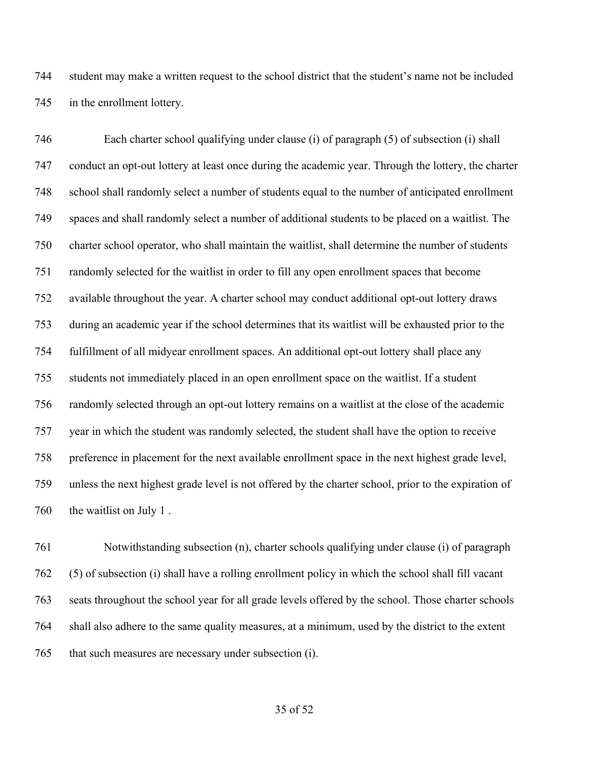student may make a written request to the school district that the student's name not be included in the enrollment lottery.

Each charter school qualifying under clause (i) of paragraph (5) of subsection (i) shall conduct an opt-out lottery at least once during the academic year. Through the lottery, the charter school shall randomly select a number of students equal to the number of anticipated enrollment spaces and shall randomly select a number of additional students to be placed on a waitlist. The charter school operator, who shall maintain the waitlist, shall determine the number of students randomly selected for the waitlist in order to fill any open enrollment spaces that become available throughout the year. A charter school may conduct additional opt-out lottery draws during an academic year if the school determines that its waitlist will be exhausted prior to the fulfillment of all midyear enrollment spaces. An additional opt-out lottery shall place any students not immediately placed in an open enrollment space on the waitlist. If a student randomly selected through an opt-out lottery remains on a waitlist at the close of the academic year in which the student was randomly selected, the student shall have the option to receive preference in placement for the next available enrollment space in the next highest grade level, unless the next highest grade level is not offered by the charter school, prior to the expiration of the waitlist on July 1 .

Notwithstanding subsection (n), charter schools qualifying under clause (i) of paragraph (5) of subsection (i) shall have a rolling enrollment policy in which the school shall fill vacant seats throughout the school year for all grade levels offered by the school. Those charter schools shall also adhere to the same quality measures, at a minimum, used by the district to the extent that such measures are necessary under subsection (i).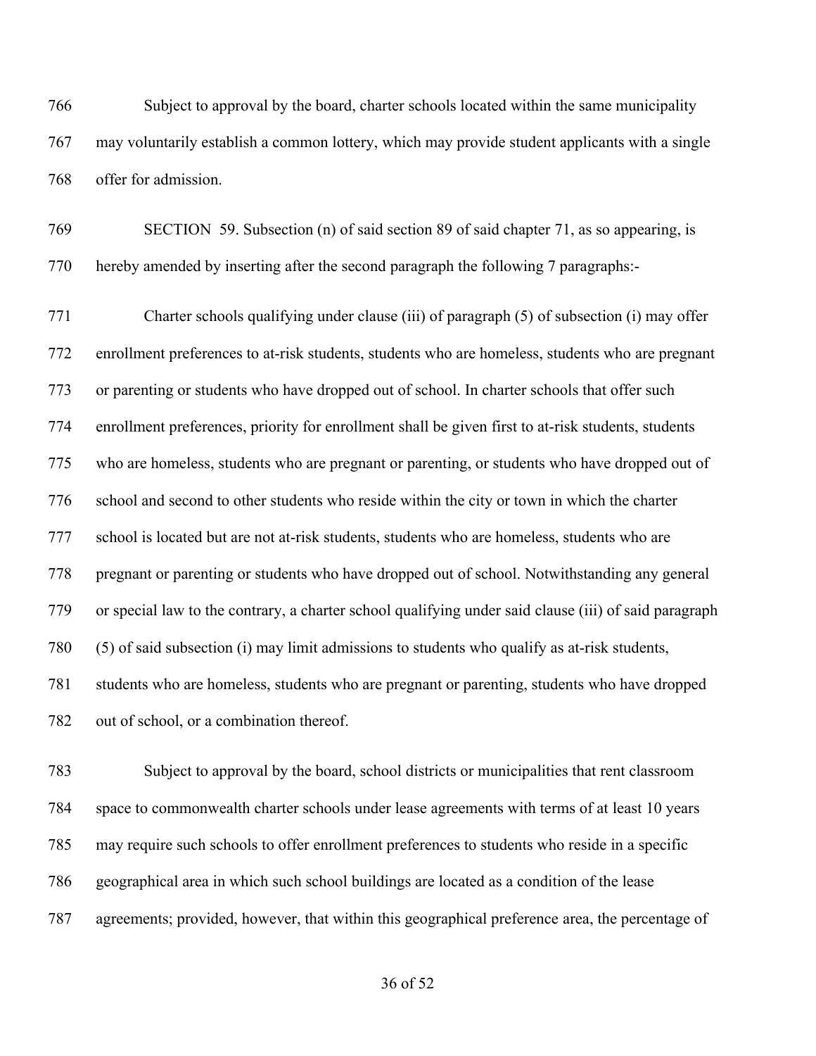Subject to approval by the board, charter schools located within the same municipality may voluntarily establish a common lottery, which may provide student applicants with a single offer for admission.

SECTION 59. Subsection (n) of said section 89 of said chapter 71, as so appearing, is hereby amended by inserting after the second paragraph the following 7 paragraphs:-

Charter schools qualifying under clause (iii) of paragraph (5) of subsection (i) may offer enrollment preferences to at-risk students, students who are homeless, students who are pregnant or parenting or students who have dropped out of school. In charter schools that offer such enrollment preferences, priority for enrollment shall be given first to at-risk students, students who are homeless, students who are pregnant or parenting, or students who have dropped out of school and second to other students who reside within the city or town in which the charter school is located but are not at-risk students, students who are homeless, students who are pregnant or parenting or students who have dropped out of school. Notwithstanding any general or special law to the contrary, a charter school qualifying under said clause (iii) of said paragraph (5) of said subsection (i) may limit admissions to students who qualify as at-risk students, students who are homeless, students who are pregnant or parenting, students who have dropped out of school, or a combination thereof.

Subject to approval by the board, school districts or municipalities that rent classroom space to commonwealth charter schools under lease agreements with terms of at least 10 years may require such schools to offer enrollment preferences to students who reside in a specific geographical area in which such school buildings are located as a condition of the lease agreements; provided, however, that within this geographical preference area, the percentage of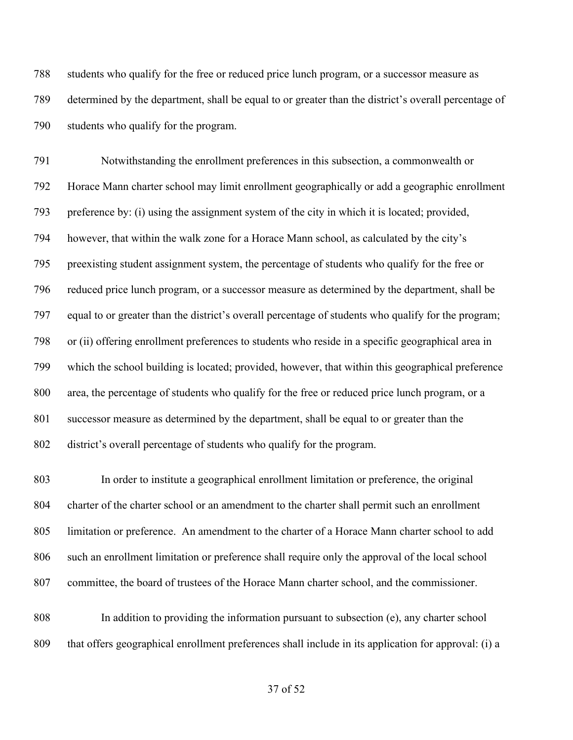students who qualify for the free or reduced price lunch program, or a successor measure as determined by the department, shall be equal to or greater than the district's overall percentage of students who qualify for the program.

Notwithstanding the enrollment preferences in this subsection, a commonwealth or Horace Mann charter school may limit enrollment geographically or add a geographic enrollment preference by: (i) using the assignment system of the city in which it is located; provided, however, that within the walk zone for a Horace Mann school, as calculated by the city's preexisting student assignment system, the percentage of students who qualify for the free or reduced price lunch program, or a successor measure as determined by the department, shall be equal to or greater than the district's overall percentage of students who qualify for the program; or (ii) offering enrollment preferences to students who reside in a specific geographical area in which the school building is located; provided, however, that within this geographical preference area, the percentage of students who qualify for the free or reduced price lunch program, or a successor measure as determined by the department, shall be equal to or greater than the district's overall percentage of students who qualify for the program.

In order to institute a geographical enrollment limitation or preference, the original charter of the charter school or an amendment to the charter shall permit such an enrollment limitation or preference. An amendment to the charter of a Horace Mann charter school to add such an enrollment limitation or preference shall require only the approval of the local school committee, the board of trustees of the Horace Mann charter school, and the commissioner.

In addition to providing the information pursuant to subsection (e), any charter school that offers geographical enrollment preferences shall include in its application for approval: (i) a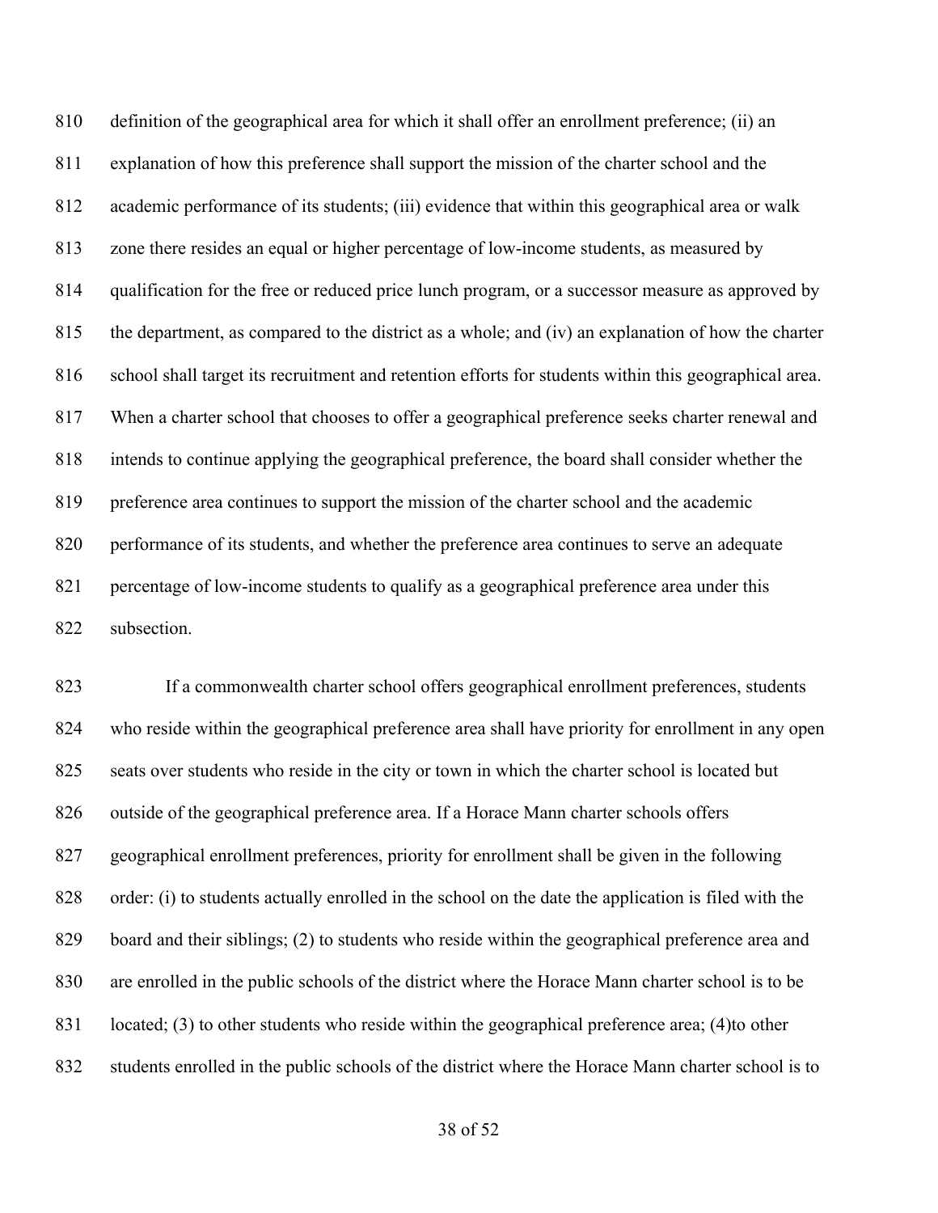definition of the geographical area for which it shall offer an enrollment preference; (ii) an explanation of how this preference shall support the mission of the charter school and the academic performance of its students; (iii) evidence that within this geographical area or walk zone there resides an equal or higher percentage of low-income students, as measured by qualification for the free or reduced price lunch program, or a successor measure as approved by the department, as compared to the district as a whole; and (iv) an explanation of how the charter school shall target its recruitment and retention efforts for students within this geographical area. When a charter school that chooses to offer a geographical preference seeks charter renewal and intends to continue applying the geographical preference, the board shall consider whether the preference area continues to support the mission of the charter school and the academic performance of its students, and whether the preference area continues to serve an adequate percentage of low-income students to qualify as a geographical preference area under this subsection.

If a commonwealth charter school offers geographical enrollment preferences, students who reside within the geographical preference area shall have priority for enrollment in any open seats over students who reside in the city or town in which the charter school is located but outside of the geographical preference area. If a Horace Mann charter schools offers geographical enrollment preferences, priority for enrollment shall be given in the following order: (i) to students actually enrolled in the school on the date the application is filed with the board and their siblings; (2) to students who reside within the geographical preference area and are enrolled in the public schools of the district where the Horace Mann charter school is to be located; (3) to other students who reside within the geographical preference area; (4)to other students enrolled in the public schools of the district where the Horace Mann charter school is to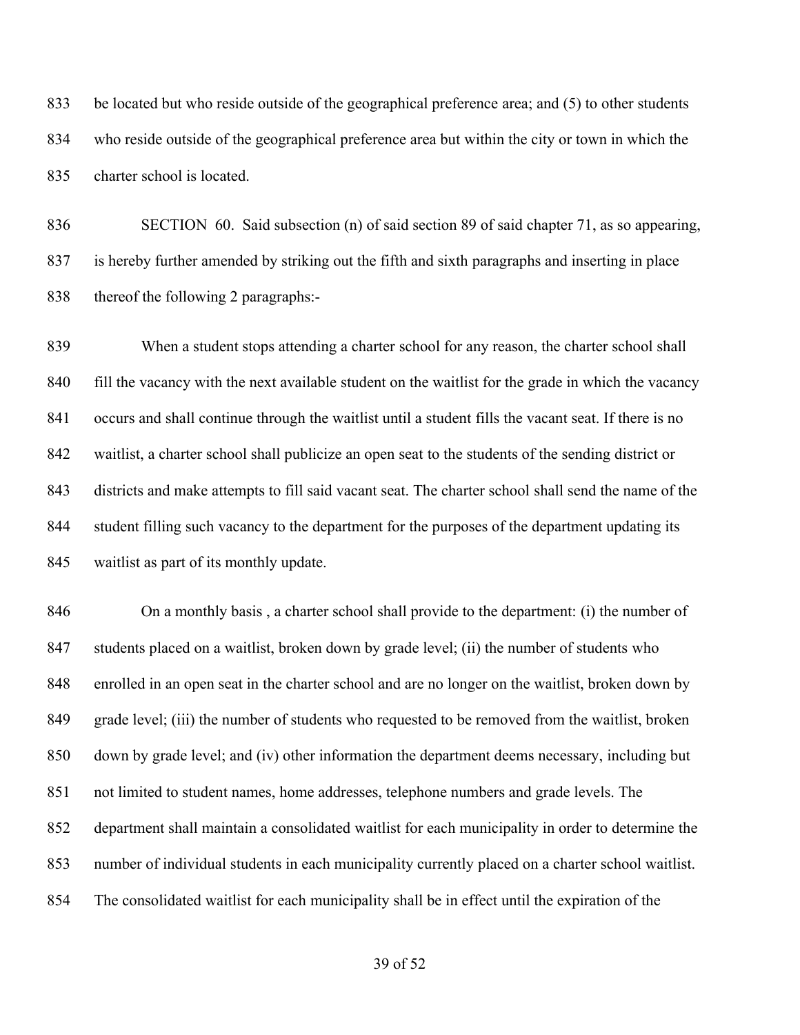be located but who reside outside of the geographical preference area; and (5) to other students who reside outside of the geographical preference area but within the city or town in which the charter school is located.

SECTION 60. Said subsection (n) of said section 89 of said chapter 71, as so appearing, is hereby further amended by striking out the fifth and sixth paragraphs and inserting in place thereof the following 2 paragraphs:-

When a student stops attending a charter school for any reason, the charter school shall fill the vacancy with the next available student on the waitlist for the grade in which the vacancy occurs and shall continue through the waitlist until a student fills the vacant seat. If there is no waitlist, a charter school shall publicize an open seat to the students of the sending district or districts and make attempts to fill said vacant seat. The charter school shall send the name of the student filling such vacancy to the department for the purposes of the department updating its waitlist as part of its monthly update.

On a monthly basis , a charter school shall provide to the department: (i) the number of students placed on a waitlist, broken down by grade level; (ii) the number of students who enrolled in an open seat in the charter school and are no longer on the waitlist, broken down by grade level; (iii) the number of students who requested to be removed from the waitlist, broken down by grade level; and (iv) other information the department deems necessary, including but not limited to student names, home addresses, telephone numbers and grade levels. The department shall maintain a consolidated waitlist for each municipality in order to determine the number of individual students in each municipality currently placed on a charter school waitlist. The consolidated waitlist for each municipality shall be in effect until the expiration of the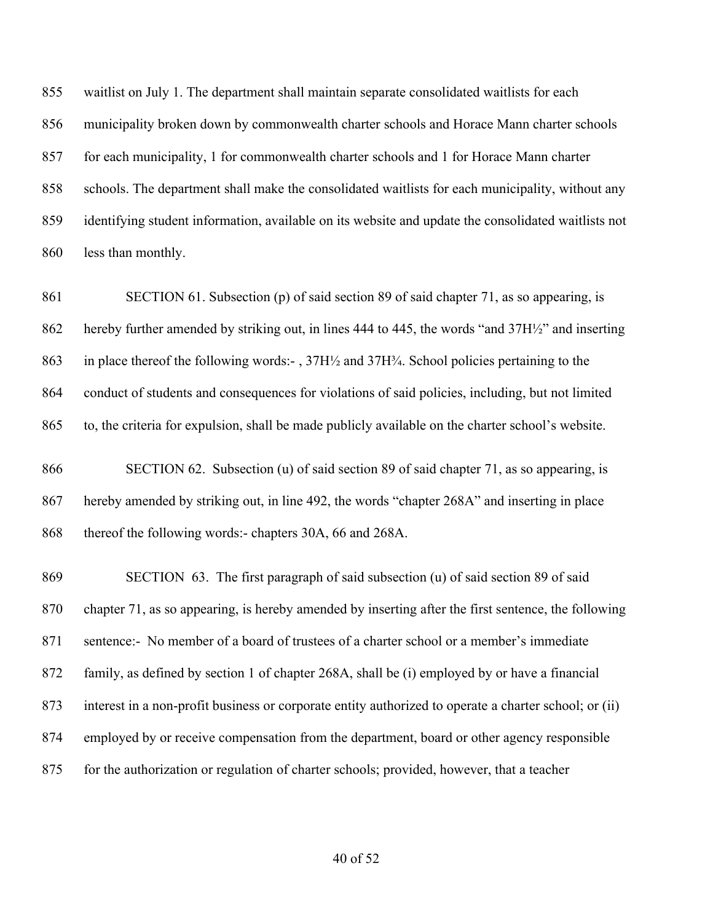waitlist on July 1. The department shall maintain separate consolidated waitlists for each municipality broken down by commonwealth charter schools and Horace Mann charter schools for each municipality, 1 for commonwealth charter schools and 1 for Horace Mann charter schools. The department shall make the consolidated waitlists for each municipality, without any identifying student information, available on its website and update the consolidated waitlists not less than monthly.

SECTION 61. Subsection (p) of said section 89 of said chapter 71, as so appearing, is hereby further amended by striking out, in lines 444 to 445, the words "and 37H½" and inserting in place thereof the following words:- , 37H½ and 37H¾. School policies pertaining to the conduct of students and consequences for violations of said policies, including, but not limited to, the criteria for expulsion, shall be made publicly available on the charter school's website.

SECTION 62. Subsection (u) of said section 89 of said chapter 71, as so appearing, is hereby amended by striking out, in line 492, the words "chapter 268A" and inserting in place thereof the following words:- chapters 30A, 66 and 268A.

SECTION 63. The first paragraph of said subsection (u) of said section 89 of said chapter 71, as so appearing, is hereby amended by inserting after the first sentence, the following sentence:- No member of a board of trustees of a charter school or a member's immediate family, as defined by section 1 of chapter 268A, shall be (i) employed by or have a financial interest in a non-profit business or corporate entity authorized to operate a charter school; or (ii) employed by or receive compensation from the department, board or other agency responsible for the authorization or regulation of charter schools; provided, however, that a teacher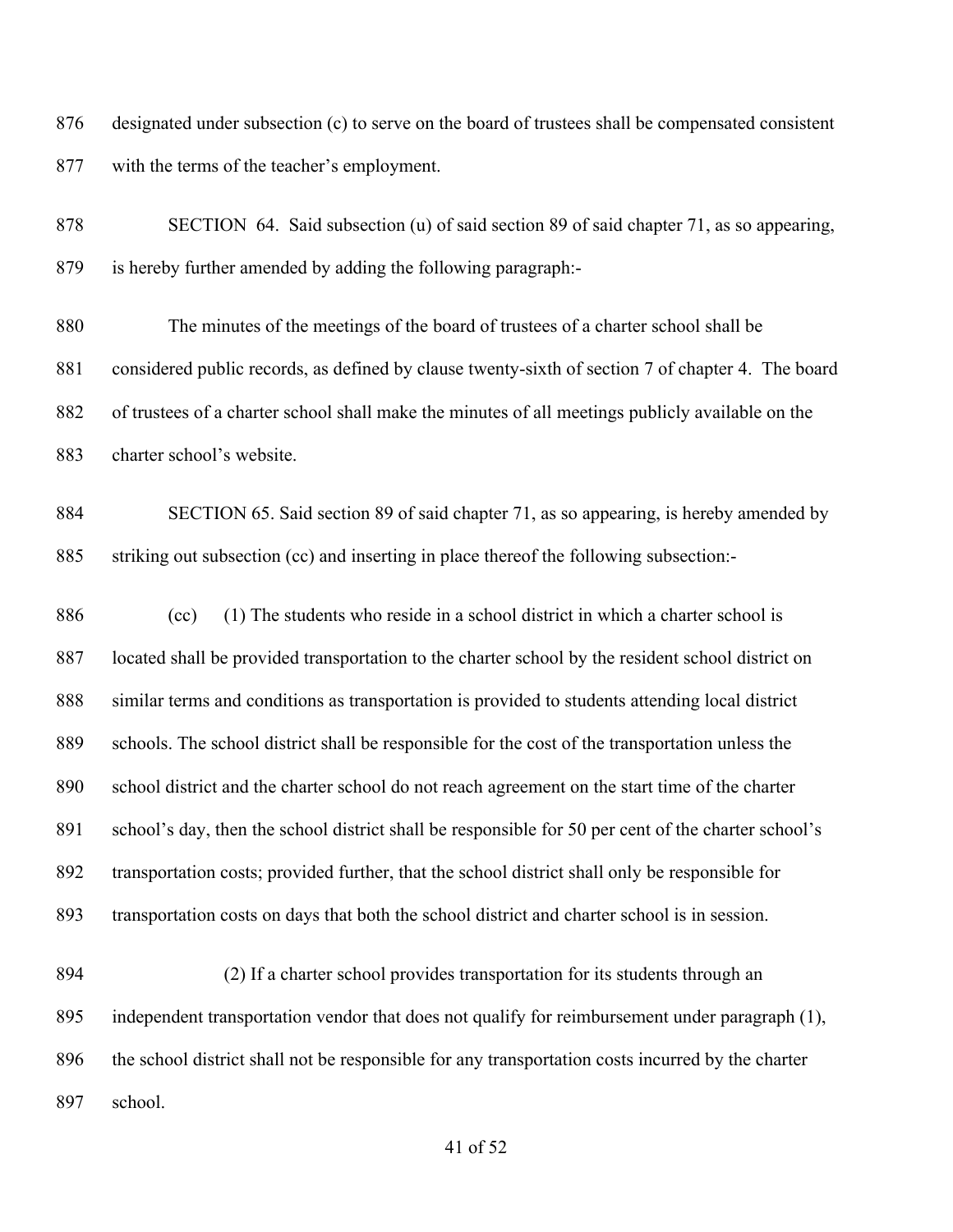designated under subsection (c) to serve on the board of trustees shall be compensated consistent with the terms of the teacher's employment.

SECTION 64. Said subsection (u) of said section 89 of said chapter 71, as so appearing, is hereby further amended by adding the following paragraph:-

The minutes of the meetings of the board of trustees of a charter school shall be considered public records, as defined by clause twenty-sixth of section 7 of chapter 4. The board of trustees of a charter school shall make the minutes of all meetings publicly available on the charter school's website.

SECTION 65. Said section 89 of said chapter 71, as so appearing, is hereby amended by striking out subsection (cc) and inserting in place thereof the following subsection:-

(cc) (1) The students who reside in a school district in which a charter school is located shall be provided transportation to the charter school by the resident school district on similar terms and conditions as transportation is provided to students attending local district schools. The school district shall be responsible for the cost of the transportation unless the school district and the charter school do not reach agreement on the start time of the charter school's day, then the school district shall be responsible for 50 per cent of the charter school's transportation costs; provided further, that the school district shall only be responsible for transportation costs on days that both the school district and charter school is in session.

(2) If a charter school provides transportation for its students through an independent transportation vendor that does not qualify for reimbursement under paragraph (1), the school district shall not be responsible for any transportation costs incurred by the charter school.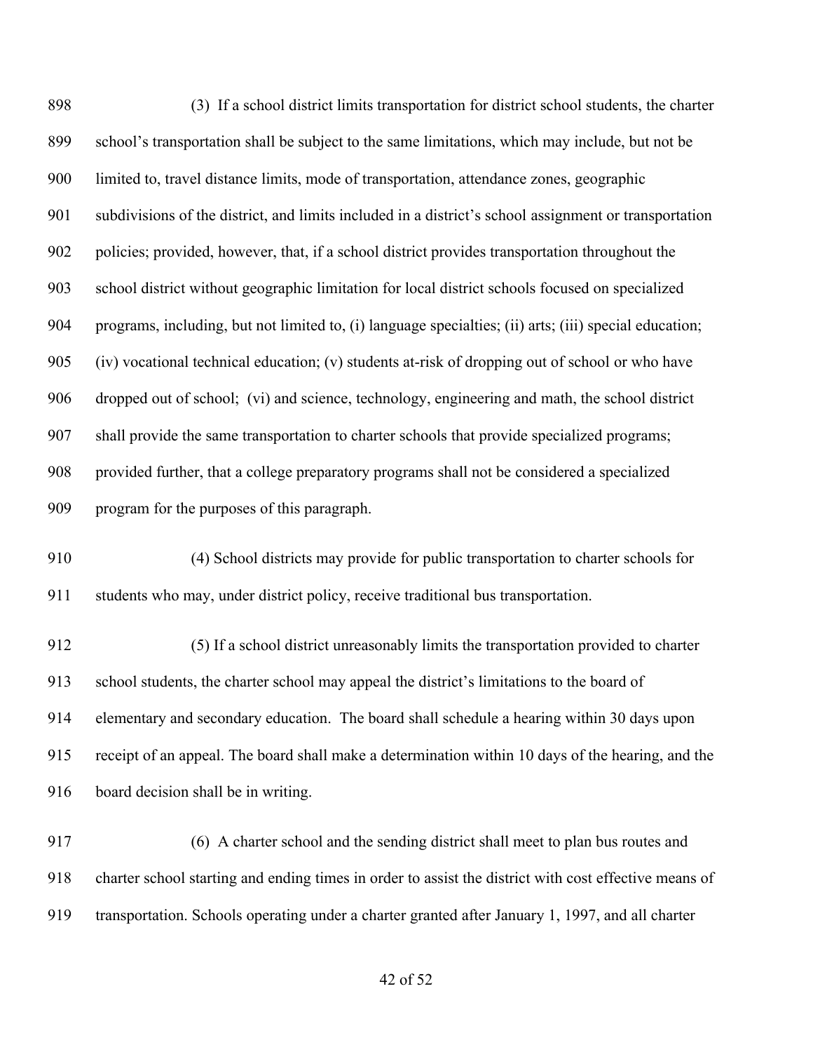(3) If a school district limits transportation for district school students, the charter school's transportation shall be subject to the same limitations, which may include, but not be limited to, travel distance limits, mode of transportation, attendance zones, geographic subdivisions of the district, and limits included in a district's school assignment or transportation policies; provided, however, that, if a school district provides transportation throughout the school district without geographic limitation for local district schools focused on specialized programs, including, but not limited to, (i) language specialties; (ii) arts; (iii) special education; (iv) vocational technical education; (v) students at-risk of dropping out of school or who have dropped out of school; (vi) and science, technology, engineering and math, the school district shall provide the same transportation to charter schools that provide specialized programs; provided further, that a college preparatory programs shall not be considered a specialized program for the purposes of this paragraph.

(4) School districts may provide for public transportation to charter schools for students who may, under district policy, receive traditional bus transportation.

(5) If a school district unreasonably limits the transportation provided to charter school students, the charter school may appeal the district's limitations to the board of elementary and secondary education. The board shall schedule a hearing within 30 days upon receipt of an appeal. The board shall make a determination within 10 days of the hearing, and the board decision shall be in writing.

(6) A charter school and the sending district shall meet to plan bus routes and charter school starting and ending times in order to assist the district with cost effective means of transportation. Schools operating under a charter granted after January 1, 1997, and all charter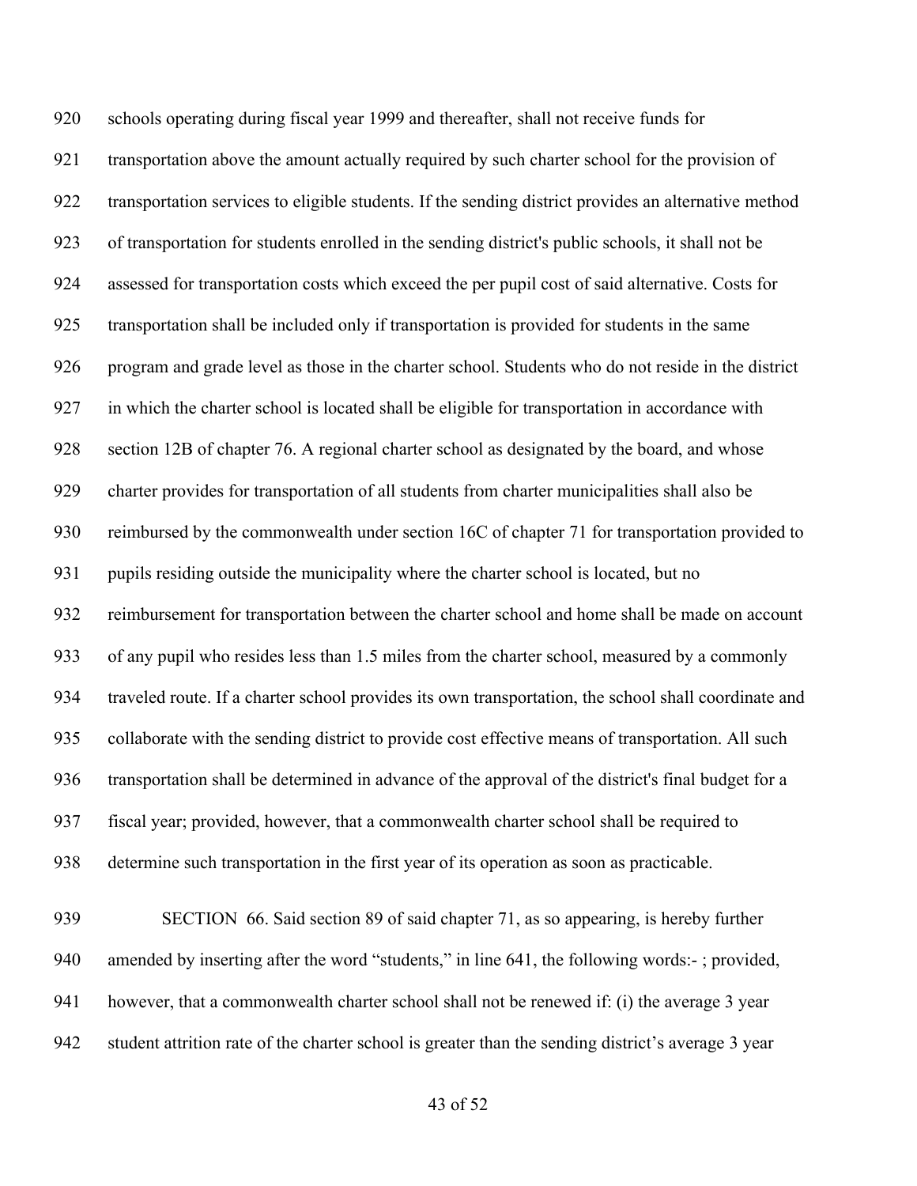920 schools operating during fiscal year 1999 and thereafter, shall not receive funds for
921 transportation above the amount actually required by such charter school for the provision of
922 transportation services to eligible students. If the sending district provides an alternative method
923 of transportation for students enrolled in the sending district's public schools, it shall not be
924 assessed for transportation costs which exceed the per pupil cost of said alternative. Costs for
925 transportation shall be included only if transportation is provided for students in the same
926 program and grade level as those in the charter school. Students who do not reside in the district
927 in which the charter school is located shall be eligible for transportation in accordance with
928 section 12B of chapter 76. A regional charter school as designated by the board, and whose
929 charter provides for transportation of all students from charter municipalities shall also be
930 reimbursed by the commonwealth under section 16C of chapter 71 for transportation provided to
931 pupils residing outside the municipality where the charter school is located, but no
932 reimbursement for transportation between the charter school and home shall be made on account
933 of any pupil who resides less than 1.5 miles from the charter school, measured by a commonly
934 traveled route. If a charter school provides its own transportation, the school shall coordinate and
935 collaborate with the sending district to provide cost effective means of transportation. All such
936 transportation shall be determined in advance of the approval of the district's final budget for a
937 fiscal year; provided, however, that a commonwealth charter school shall be required to
938 determine such transportation in the first year of its operation as soon as practicable.

939 SECTION 66. Said section 89 of said chapter 71, as so appearing, is hereby further
940 amended by inserting after the word "students," in line 641, the following words:- ; provided,
941 however, that a commonwealth charter school shall not be renewed if: (i) the average 3 year
942 student attrition rate of the charter school is greater than the sending district's average 3 year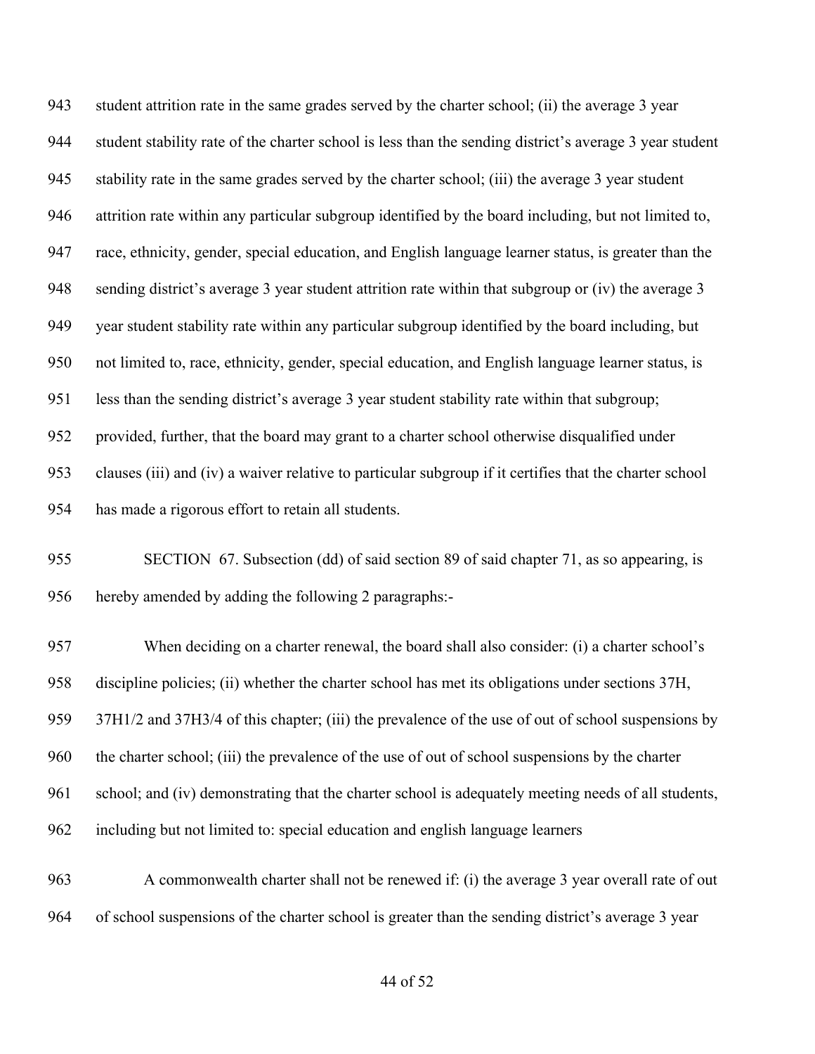student attrition rate in the same grades served by the charter school; (ii) the average 3 year student stability rate of the charter school is less than the sending district's average 3 year student stability rate in the same grades served by the charter school; (iii) the average 3 year student attrition rate within any particular subgroup identified by the board including, but not limited to, race, ethnicity, gender, special education, and English language learner status, is greater than the sending district's average 3 year student attrition rate within that subgroup or (iv) the average 3 year student stability rate within any particular subgroup identified by the board including, but not limited to, race, ethnicity, gender, special education, and English language learner status, is less than the sending district's average 3 year student stability rate within that subgroup; provided, further, that the board may grant to a charter school otherwise disqualified under clauses (iii) and (iv) a waiver relative to particular subgroup if it certifies that the charter school has made a rigorous effort to retain all students.

SECTION 67. Subsection (dd) of said section 89 of said chapter 71, as so appearing, is hereby amended by adding the following 2 paragraphs:-

When deciding on a charter renewal, the board shall also consider: (i) a charter school's discipline policies; (ii) whether the charter school has met its obligations under sections 37H, 37H1/2 and 37H3/4 of this chapter; (iii) the prevalence of the use of out of school suspensions by the charter school; (iii) the prevalence of the use of out of school suspensions by the charter school; and (iv) demonstrating that the charter school is adequately meeting needs of all students, including but not limited to: special education and english language learners

A commonwealth charter shall not be renewed if: (i) the average 3 year overall rate of out of school suspensions of the charter school is greater than the sending district's average 3 year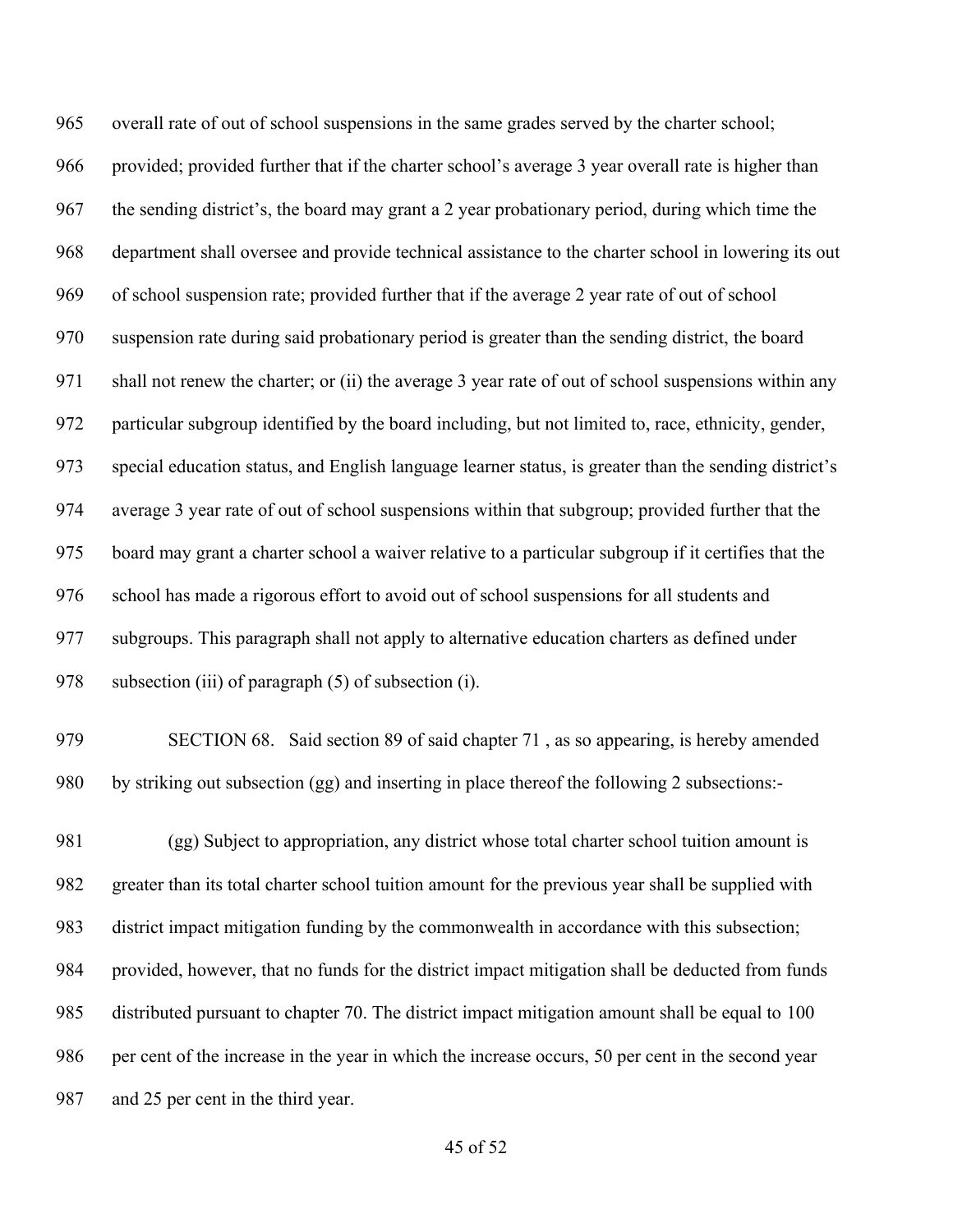overall rate of out of school suspensions in the same grades served by the charter school; provided; provided further that if the charter school's average 3 year overall rate is higher than the sending district's, the board may grant a 2 year probationary period, during which time the department shall oversee and provide technical assistance to the charter school in lowering its out of school suspension rate; provided further that if the average 2 year rate of out of school suspension rate during said probationary period is greater than the sending district, the board shall not renew the charter; or (ii) the average 3 year rate of out of school suspensions within any particular subgroup identified by the board including, but not limited to, race, ethnicity, gender, special education status, and English language learner status, is greater than the sending district's average 3 year rate of out of school suspensions within that subgroup; provided further that the board may grant a charter school a waiver relative to a particular subgroup if it certifies that the school has made a rigorous effort to avoid out of school suspensions for all students and subgroups. This paragraph shall not apply to alternative education charters as defined under subsection (iii) of paragraph (5) of subsection (i).

SECTION 68. Said section 89 of said chapter 71 , as so appearing, is hereby amended by striking out subsection (gg) and inserting in place thereof the following 2 subsections:-

(gg) Subject to appropriation, any district whose total charter school tuition amount is greater than its total charter school tuition amount for the previous year shall be supplied with district impact mitigation funding by the commonwealth in accordance with this subsection; provided, however, that no funds for the district impact mitigation shall be deducted from funds distributed pursuant to chapter 70. The district impact mitigation amount shall be equal to 100 per cent of the increase in the year in which the increase occurs, 50 per cent in the second year and 25 per cent in the third year.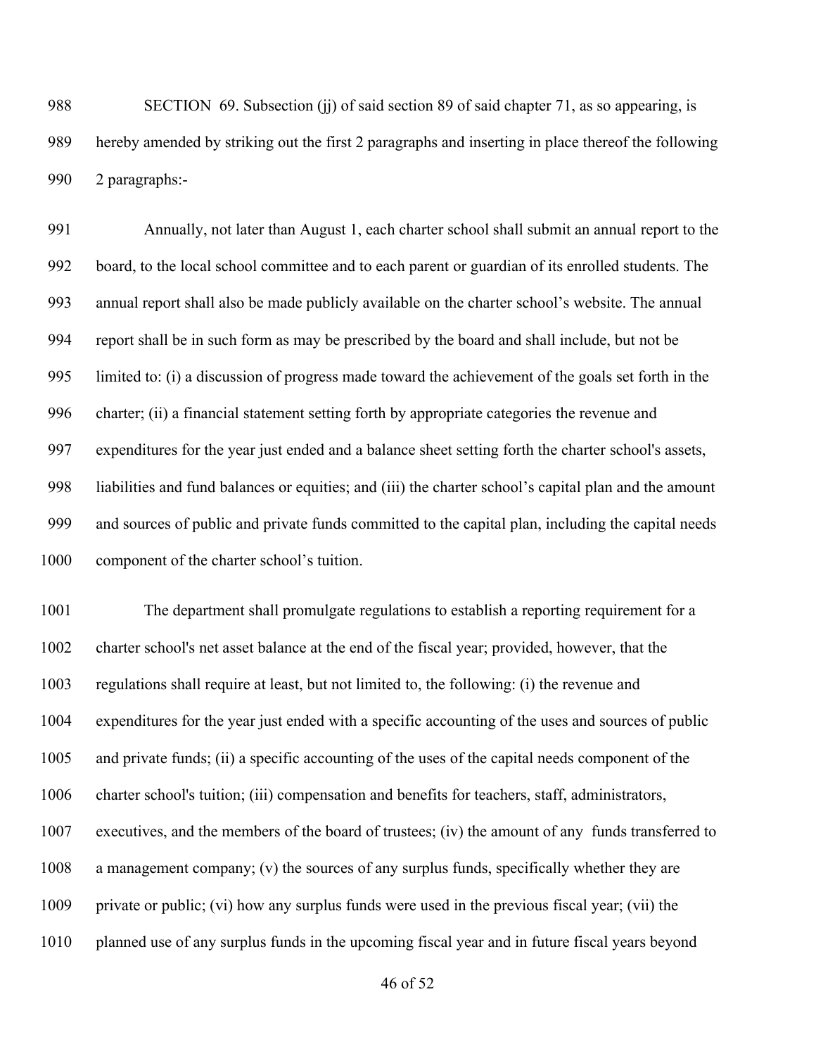SECTION 69. Subsection (jj) of said section 89 of said chapter 71, as so appearing, is hereby amended by striking out the first 2 paragraphs and inserting in place thereof the following 2 paragraphs:-

Annually, not later than August 1, each charter school shall submit an annual report to the board, to the local school committee and to each parent or guardian of its enrolled students. The annual report shall also be made publicly available on the charter school's website. The annual report shall be in such form as may be prescribed by the board and shall include, but not be limited to: (i) a discussion of progress made toward the achievement of the goals set forth in the charter; (ii) a financial statement setting forth by appropriate categories the revenue and expenditures for the year just ended and a balance sheet setting forth the charter school's assets, liabilities and fund balances or equities; and (iii) the charter school's capital plan and the amount and sources of public and private funds committed to the capital plan, including the capital needs component of the charter school's tuition.

The department shall promulgate regulations to establish a reporting requirement for a charter school's net asset balance at the end of the fiscal year; provided, however, that the regulations shall require at least, but not limited to, the following: (i) the revenue and expenditures for the year just ended with a specific accounting of the uses and sources of public and private funds; (ii) a specific accounting of the uses of the capital needs component of the charter school's tuition; (iii) compensation and benefits for teachers, staff, administrators, executives, and the members of the board of trustees; (iv) the amount of any funds transferred to a management company; (v) the sources of any surplus funds, specifically whether they are private or public; (vi) how any surplus funds were used in the previous fiscal year; (vii) the planned use of any surplus funds in the upcoming fiscal year and in future fiscal years beyond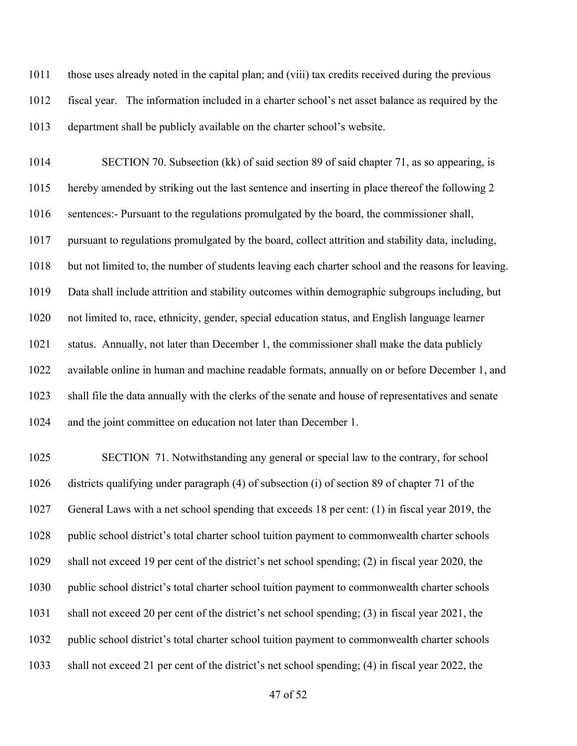those uses already noted in the capital plan; and (viii) tax credits received during the previous fiscal year. The information included in a charter school's net asset balance as required by the department shall be publicly available on the charter school's website.

SECTION 70. Subsection (kk) of said section 89 of said chapter 71, as so appearing, is hereby amended by striking out the last sentence and inserting in place thereof the following 2 sentences:- Pursuant to the regulations promulgated by the board, the commissioner shall, pursuant to regulations promulgated by the board, collect attrition and stability data, including, but not limited to, the number of students leaving each charter school and the reasons for leaving. Data shall include attrition and stability outcomes within demographic subgroups including, but not limited to, race, ethnicity, gender, special education status, and English language learner status. Annually, not later than December 1, the commissioner shall make the data publicly available online in human and machine readable formats, annually on or before December 1, and shall file the data annually with the clerks of the senate and house of representatives and senate and the joint committee on education not later than December 1.

SECTION 71. Notwithstanding any general or special law to the contrary, for school districts qualifying under paragraph (4) of subsection (i) of section 89 of chapter 71 of the General Laws with a net school spending that exceeds 18 per cent: (1) in fiscal year 2019, the public school district's total charter school tuition payment to commonwealth charter schools shall not exceed 19 per cent of the district's net school spending; (2) in fiscal year 2020, the public school district's total charter school tuition payment to commonwealth charter schools shall not exceed 20 per cent of the district's net school spending; (3) in fiscal year 2021, the public school district's total charter school tuition payment to commonwealth charter schools shall not exceed 21 per cent of the district's net school spending; (4) in fiscal year 2022, the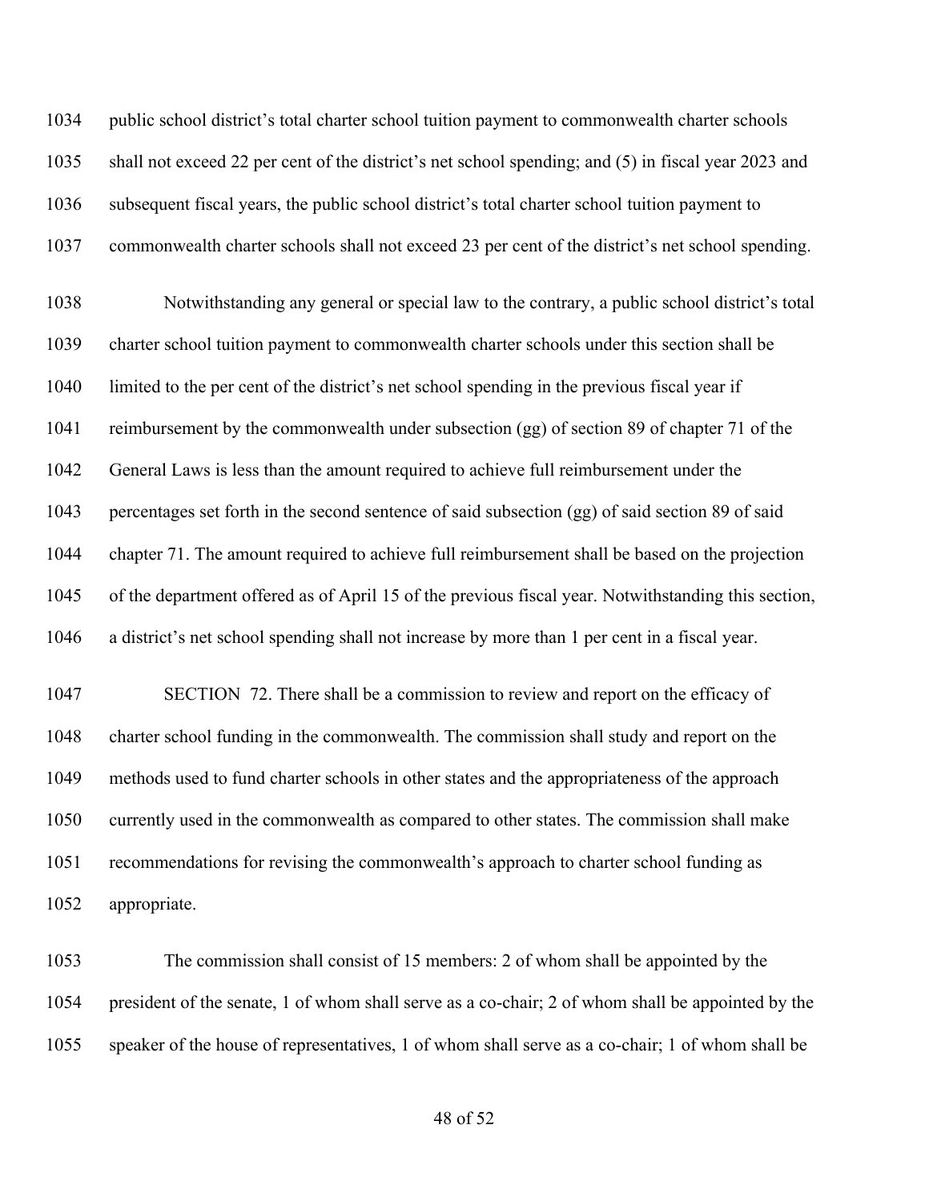public school district's total charter school tuition payment to commonwealth charter schools shall not exceed 22 per cent of the district's net school spending; and (5) in fiscal year 2023 and subsequent fiscal years, the public school district's total charter school tuition payment to commonwealth charter schools shall not exceed 23 per cent of the district's net school spending.

Notwithstanding any general or special law to the contrary, a public school district's total charter school tuition payment to commonwealth charter schools under this section shall be limited to the per cent of the district's net school spending in the previous fiscal year if reimbursement by the commonwealth under subsection (gg) of section 89 of chapter 71 of the General Laws is less than the amount required to achieve full reimbursement under the percentages set forth in the second sentence of said subsection (gg) of said section 89 of said chapter 71. The amount required to achieve full reimbursement shall be based on the projection of the department offered as of April 15 of the previous fiscal year. Notwithstanding this section, a district's net school spending shall not increase by more than 1 per cent in a fiscal year.

SECTION 72. There shall be a commission to review and report on the efficacy of charter school funding in the commonwealth. The commission shall study and report on the methods used to fund charter schools in other states and the appropriateness of the approach currently used in the commonwealth as compared to other states. The commission shall make recommendations for revising the commonwealth's approach to charter school funding as appropriate.

The commission shall consist of 15 members: 2 of whom shall be appointed by the president of the senate, 1 of whom shall serve as a co-chair; 2 of whom shall be appointed by the speaker of the house of representatives, 1 of whom shall serve as a co-chair; 1 of whom shall be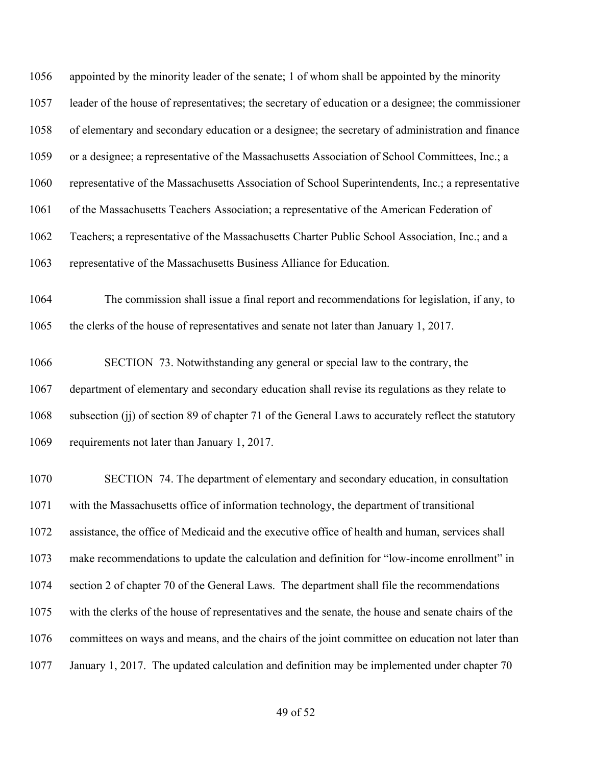appointed by the minority leader of the senate; 1 of whom shall be appointed by the minority leader of the house of representatives; the secretary of education or a designee; the commissioner of elementary and secondary education or a designee; the secretary of administration and finance or a designee; a representative of the Massachusetts Association of School Committees, Inc.; a representative of the Massachusetts Association of School Superintendents, Inc.; a representative of the Massachusetts Teachers Association; a representative of the American Federation of Teachers; a representative of the Massachusetts Charter Public School Association, Inc.; and a representative of the Massachusetts Business Alliance for Education.

The commission shall issue a final report and recommendations for legislation, if any, to the clerks of the house of representatives and senate not later than January 1, 2017.

SECTION 73. Notwithstanding any general or special law to the contrary, the department of elementary and secondary education shall revise its regulations as they relate to subsection (jj) of section 89 of chapter 71 of the General Laws to accurately reflect the statutory requirements not later than January 1, 2017.

SECTION 74. The department of elementary and secondary education, in consultation with the Massachusetts office of information technology, the department of transitional assistance, the office of Medicaid and the executive office of health and human, services shall make recommendations to update the calculation and definition for "low-income enrollment" in section 2 of chapter 70 of the General Laws. The department shall file the recommendations with the clerks of the house of representatives and the senate, the house and senate chairs of the committees on ways and means, and the chairs of the joint committee on education not later than January 1, 2017. The updated calculation and definition may be implemented under chapter 70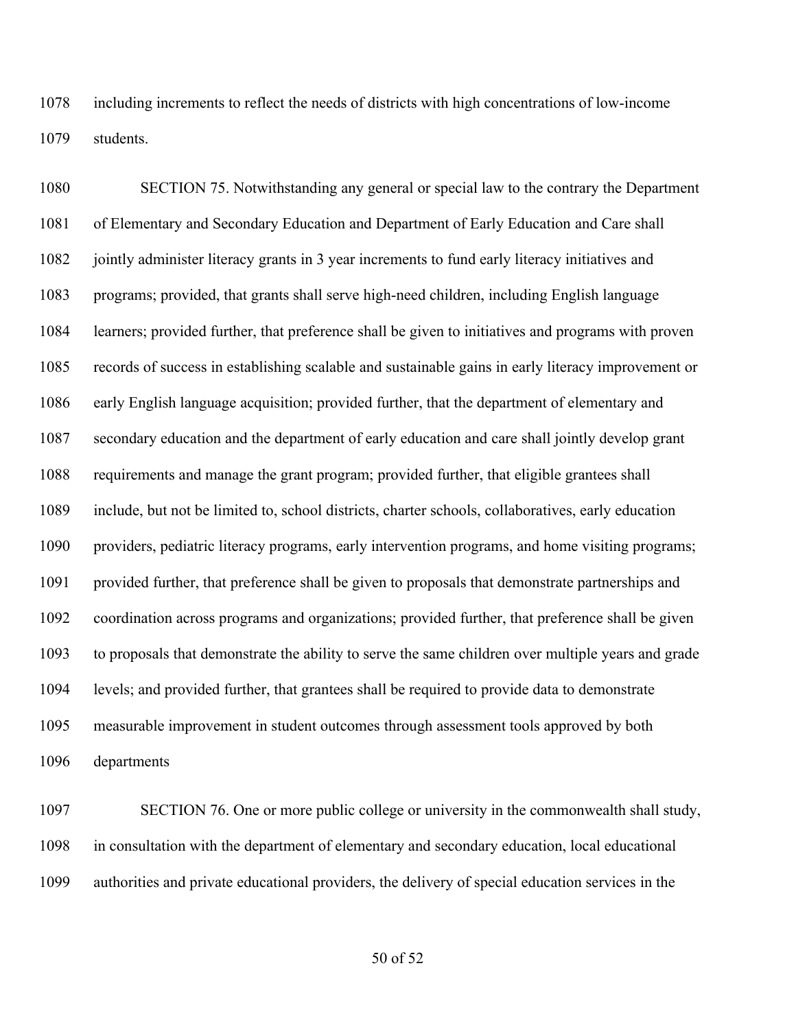including increments to reflect the needs of districts with high concentrations of low-income students.

SECTION 75. Notwithstanding any general or special law to the contrary the Department of Elementary and Secondary Education and Department of Early Education and Care shall jointly administer literacy grants in 3 year increments to fund early literacy initiatives and programs; provided, that grants shall serve high-need children, including English language learners; provided further, that preference shall be given to initiatives and programs with proven records of success in establishing scalable and sustainable gains in early literacy improvement or early English language acquisition; provided further, that the department of elementary and secondary education and the department of early education and care shall jointly develop grant requirements and manage the grant program; provided further, that eligible grantees shall include, but not be limited to, school districts, charter schools, collaboratives, early education providers, pediatric literacy programs, early intervention programs, and home visiting programs; provided further, that preference shall be given to proposals that demonstrate partnerships and coordination across programs and organizations; provided further, that preference shall be given to proposals that demonstrate the ability to serve the same children over multiple years and grade levels; and provided further, that grantees shall be required to provide data to demonstrate measurable improvement in student outcomes through assessment tools approved by both departments

SECTION 76. One or more public college or university in the commonwealth shall study, in consultation with the department of elementary and secondary education, local educational authorities and private educational providers, the delivery of special education services in the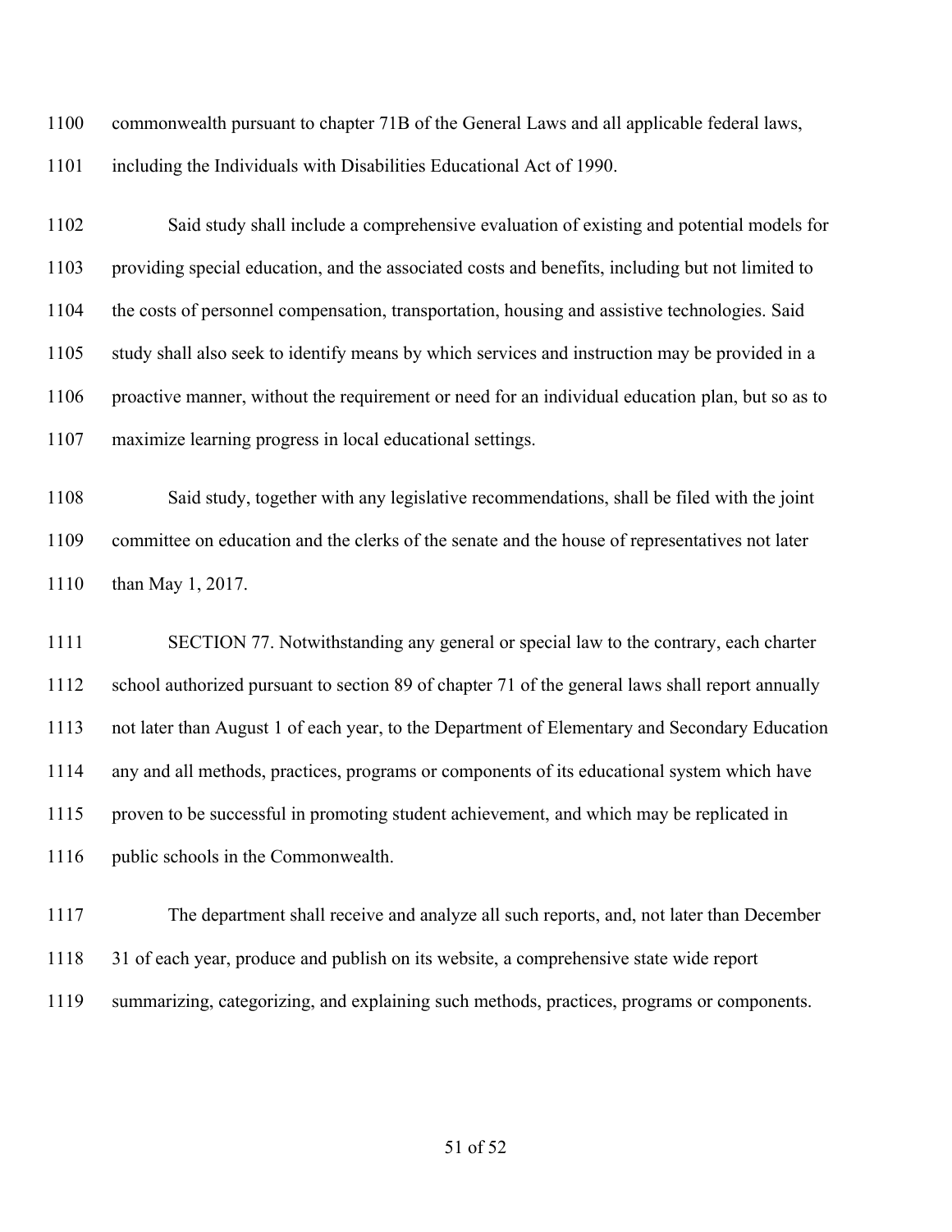commonwealth pursuant to chapter 71B of the General Laws and all applicable federal laws, including the Individuals with Disabilities Educational Act of 1990.

Said study shall include a comprehensive evaluation of existing and potential models for providing special education, and the associated costs and benefits, including but not limited to the costs of personnel compensation, transportation, housing and assistive technologies. Said study shall also seek to identify means by which services and instruction may be provided in a proactive manner, without the requirement or need for an individual education plan, but so as to maximize learning progress in local educational settings.

Said study, together with any legislative recommendations, shall be filed with the joint committee on education and the clerks of the senate and the house of representatives not later than May 1, 2017.

SECTION 77. Notwithstanding any general or special law to the contrary, each charter school authorized pursuant to section 89 of chapter 71 of the general laws shall report annually not later than August 1 of each year, to the Department of Elementary and Secondary Education any and all methods, practices, programs or components of its educational system which have proven to be successful in promoting student achievement, and which may be replicated in public schools in the Commonwealth.

The department shall receive and analyze all such reports, and, not later than December 31 of each year, produce and publish on its website, a comprehensive state wide report summarizing, categorizing, and explaining such methods, practices, programs or components.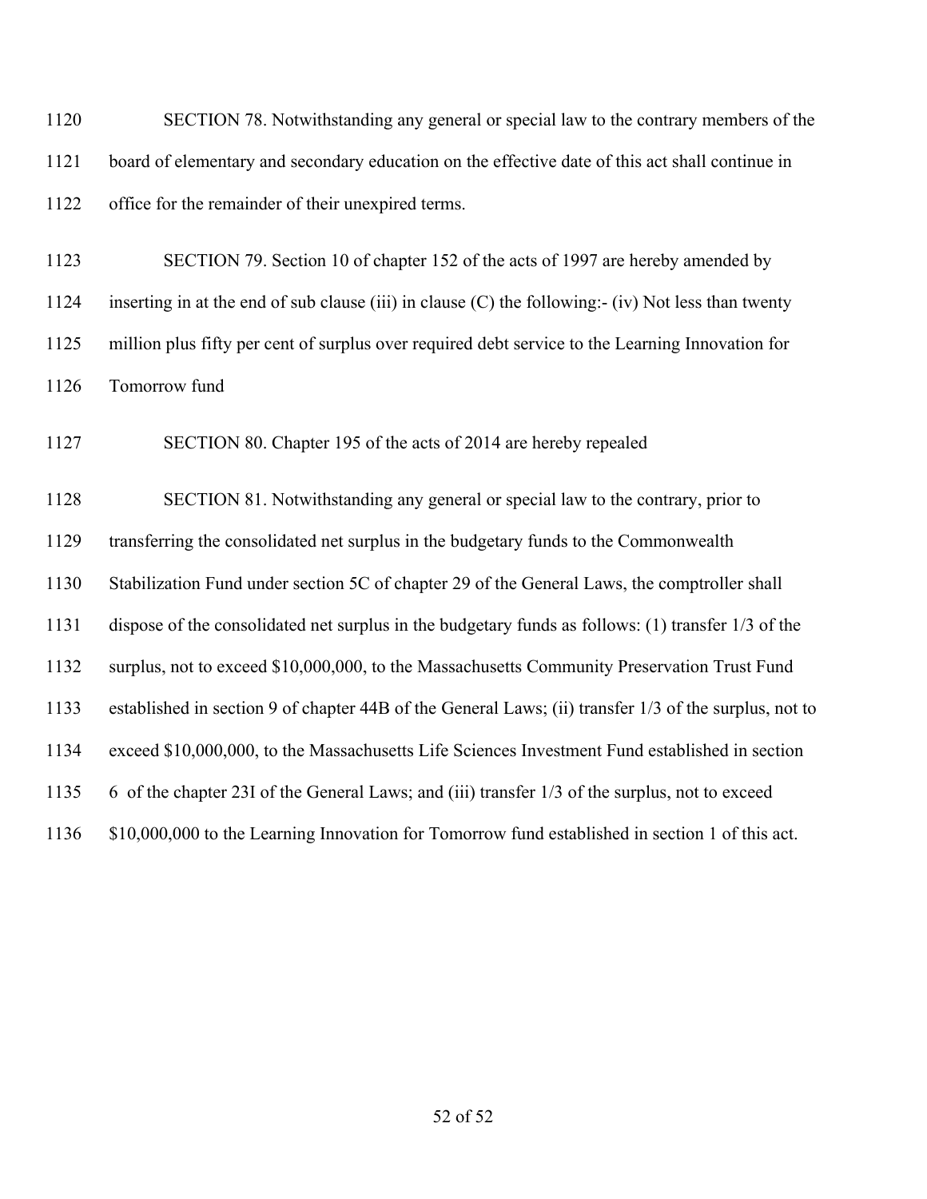SECTION 78. Notwithstanding any general or special law to the contrary members of the board of elementary and secondary education on the effective date of this act shall continue in office for the remainder of their unexpired terms.

SECTION 79. Section 10 of chapter 152 of the acts of 1997 are hereby amended by inserting in at the end of sub clause (iii) in clause (C) the following:- (iv) Not less than twenty million plus fifty per cent of surplus over required debt service to the Learning Innovation for Tomorrow fund

SECTION 80. Chapter 195 of the acts of 2014 are hereby repealed

SECTION 81. Notwithstanding any general or special law to the contrary, prior to transferring the consolidated net surplus in the budgetary funds to the Commonwealth Stabilization Fund under section 5C of chapter 29 of the General Laws, the comptroller shall dispose of the consolidated net surplus in the budgetary funds as follows: (1) transfer 1/3 of the surplus, not to exceed $10,000,000, to the Massachusetts Community Preservation Trust Fund established in section 9 of chapter 44B of the General Laws; (ii) transfer 1/3 of the surplus, not to exceed $10,000,000, to the Massachusetts Life Sciences Investment Fund established in section 6 of the chapter 23I of the General Laws; and (iii) transfer 1/3 of the surplus, not to exceed $10,000,000 to the Learning Innovation for Tomorrow fund established in section 1 of this act.